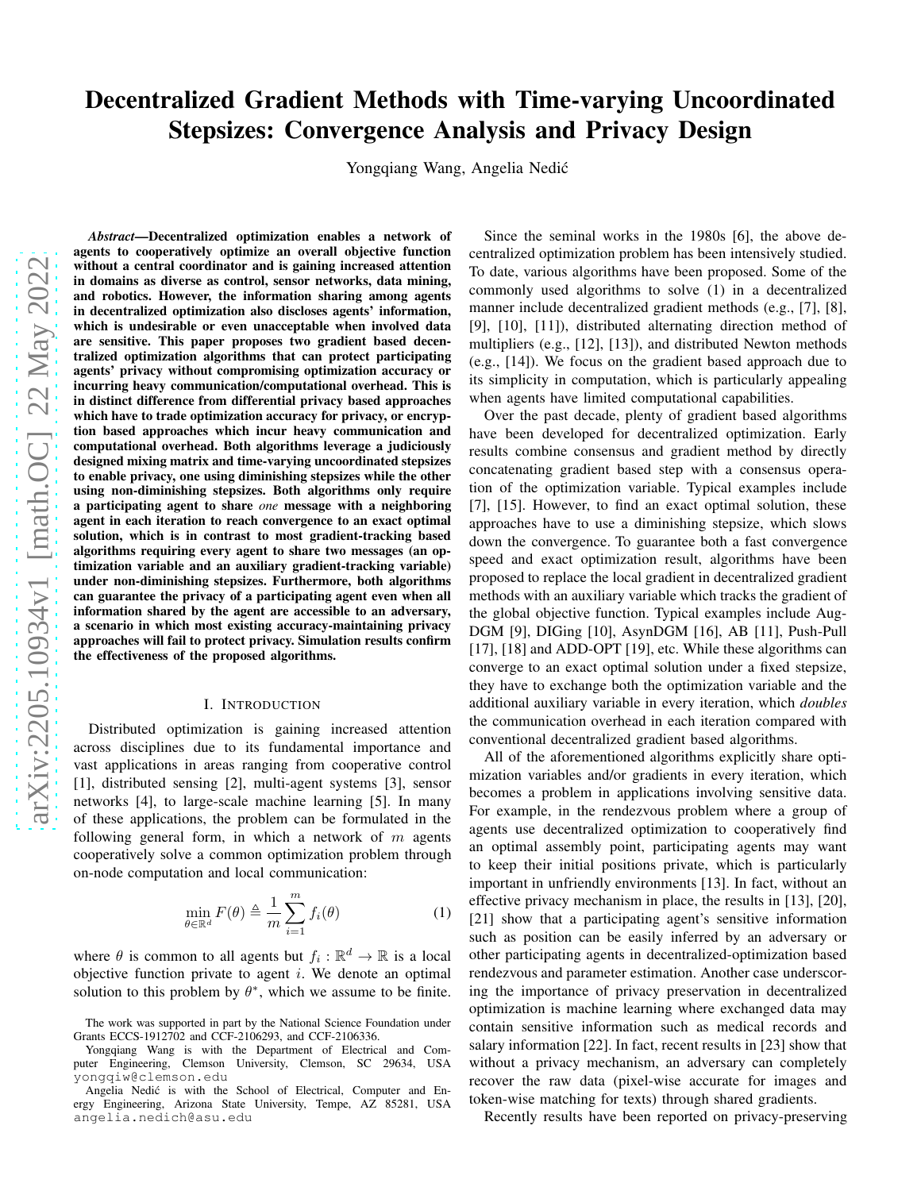# Decentralized Gradient Methods with Time-varying Uncoordinated Stepsizes: Convergence Analysis and Privacy Design

Yongqiang Wang, Angelia Nedić

***Abstract*—Decentralized optimization enables a network of agents to cooperatively optimize an overall objective function without a central coordinator and is gaining increased attention in domains as diverse as control, sensor networks, data mining, and robotics. However, the information sharing among agents in decentralized optimization also discloses agents' information, which is undesirable or even unacceptable when involved data are sensitive. This paper proposes two gradient based decentralized optimization algorithms that can protect participating agents' privacy without compromising optimization accuracy or incurring heavy communication/computational overhead. This is in distinct difference from differential privacy based approaches which have to trade optimization accuracy for privacy, or encryption based approaches which incur heavy communication and computational overhead. Both algorithms leverage a judiciously designed mixing matrix and time-varying uncoordinated stepsizes to enable privacy, one using diminishing stepsizes while the other using non-diminishing stepsizes. Both algorithms only require a participating agent to share *one* message with a neighboring agent in each iteration to reach convergence to an exact optimal solution, which is in contrast to most gradient-tracking based algorithms requiring every agent to share two messages (an optimization variable and an auxiliary gradient-tracking variable) under non-diminishing stepsizes. Furthermore, both algorithms can guarantee the privacy of a participating agent even when all information shared by the agent are accessible to an adversary, a scenario in which most existing accuracy-maintaining privacy approaches will fail to protect privacy. Simulation results confirm the effectiveness of the proposed algorithms.**

## I. Introduction

Distributed optimization is gaining increased attention across disciplines due to its fundamental importance and vast applications in areas ranging from cooperative control [1], distributed sensing [2], multi-agent systems [3], sensor networks [4], to large-scale machine learning [5]. In many of these applications, the problem can be formulated in the following general form, in which a network of $m$ agents cooperatively solve a common optimization problem through on-node computation and local communication:

$$\min_{\theta\in\mathbb{R}^d} F(\theta) \triangleq \frac{1}{m}\sum_{i=1}^{m} f_i(\theta) \tag{1}$$

where $\theta$ is common to all agents but $f_i : \mathbb{R}^d \to \mathbb{R}$ is a local objective function private to agent $i$. We denote an optimal solution to this problem by $\theta^*$, which we assume to be finite.

Since the seminal works in the 1980s [6], the above decentralized optimization problem has been intensively studied. To date, various algorithms have been proposed. Some of the commonly used algorithms to solve (1) in a decentralized manner include decentralized gradient methods (e.g., [7], [8], [9], [10], [11]), distributed alternating direction method of multipliers (e.g., [12], [13]), and distributed Newton methods (e.g., [14]). We focus on the gradient based approach due to its simplicity in computation, which is particularly appealing when agents have limited computational capabilities.

Over the past decade, plenty of gradient based algorithms have been developed for decentralized optimization. Early results combine consensus and gradient method by directly concatenating gradient based step with a consensus operation of the optimization variable. Typical examples include [7], [15]. However, to find an exact optimal solution, these approaches have to use a diminishing stepsize, which slows down the convergence. To guarantee both a fast convergence speed and exact optimization result, algorithms have been proposed to replace the local gradient in decentralized gradient methods with an auxiliary variable which tracks the gradient of the global objective function. Typical examples include Aug-DGM [9], DIGing [10], AsynDGM [16], AB [11], Push-Pull [17], [18] and ADD-OPT [19], etc. While these algorithms can converge to an exact optimal solution under a fixed stepsize, they have to exchange both the optimization variable and the additional auxiliary variable in every iteration, which *doubles* the communication overhead in each iteration compared with conventional decentralized gradient based algorithms.

All of the aforementioned algorithms explicitly share optimization variables and/or gradients in every iteration, which becomes a problem in applications involving sensitive data. For example, in the rendezvous problem where a group of agents use decentralized optimization to cooperatively find an optimal assembly point, participating agents may want to keep their initial positions private, which is particularly important in unfriendly environments [13]. In fact, without an effective privacy mechanism in place, the results in [13], [20], [21] show that a participating agent's sensitive information such as position can be easily inferred by an adversary or other participating agents in decentralized-optimization based rendezvous and parameter estimation. Another case underscoring the importance of privacy preservation in decentralized optimization is machine learning where exchanged data may contain sensitive information such as medical records and salary information [22]. In fact, recent results in [23] show that without a privacy mechanism, an adversary can completely recover the raw data (pixel-wise accurate for images and token-wise matching for texts) through shared gradients.

Recently results have been reported on privacy-preserving

The work was supported in part by the National Science Foundation under Grants ECCS-1912702 and CCF-2106293, and CCF-2106336.

Yongqiang Wang is with the Department of Electrical and Computer Engineering, Clemson University, Clemson, SC 29634, USA yongqiw@clemson.edu

Angelia Nedić is with the School of Electrical, Computer and Energy Engineering, Arizona State University, Tempe, AZ 85281, USA angelia.nedich@asu.edu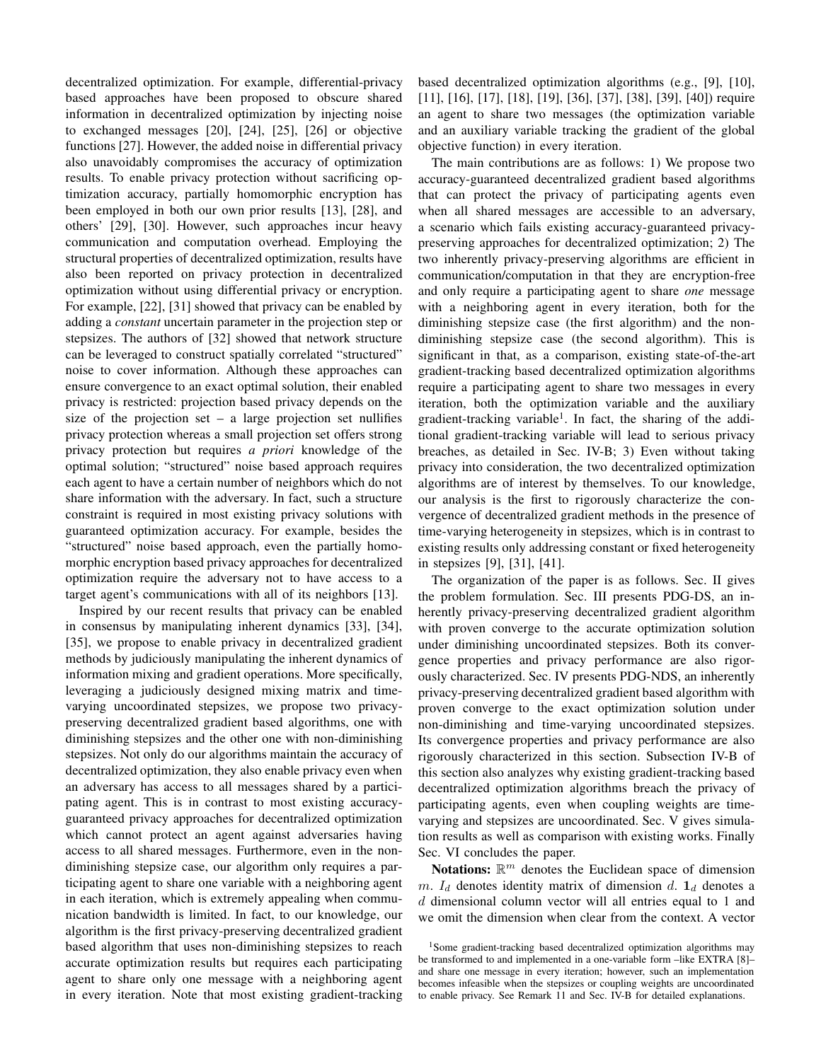decentralized optimization. For example, differential-privacy based approaches have been proposed to obscure shared information in decentralized optimization by injecting noise to exchanged messages [20], [24], [25], [26] or objective functions [27]. However, the added noise in differential privacy also unavoidably compromises the accuracy of optimization results. To enable privacy protection without sacrificing optimization accuracy, partially homomorphic encryption has been employed in both our own prior results [13], [28], and others' [29], [30]. However, such approaches incur heavy communication and computation overhead. Employing the structural properties of decentralized optimization, results have also been reported on privacy protection in decentralized optimization without using differential privacy or encryption. For example, [22], [31] showed that privacy can be enabled by adding a *constant* uncertain parameter in the projection step or stepsizes. The authors of [32] showed that network structure can be leveraged to construct spatially correlated "structured" noise to cover information. Although these approaches can ensure convergence to an exact optimal solution, their enabled privacy is restricted: projection based privacy depends on the size of the projection set – a large projection set nullifies privacy protection whereas a small projection set offers strong privacy protection but requires *a priori* knowledge of the optimal solution; "structured" noise based approach requires each agent to have a certain number of neighbors which do not share information with the adversary. In fact, such a structure constraint is required in most existing privacy solutions with guaranteed optimization accuracy. For example, besides the "structured" noise based approach, even the partially homomorphic encryption based privacy approaches for decentralized optimization require the adversary not to have access to a target agent's communications with all of its neighbors [13].

Inspired by our recent results that privacy can be enabled in consensus by manipulating inherent dynamics [33], [34], [35], we propose to enable privacy in decentralized gradient methods by judiciously manipulating the inherent dynamics of information mixing and gradient operations. More specifically, leveraging a judiciously designed mixing matrix and time-varying uncoordinated stepsizes, we propose two privacy-preserving decentralized gradient based algorithms, one with diminishing stepsizes and the other one with non-diminishing stepsizes. Not only do our algorithms maintain the accuracy of decentralized optimization, they also enable privacy even when an adversary has access to all messages shared by a participating agent. This is in contrast to most existing accuracy-guaranteed privacy approaches for decentralized optimization which cannot protect an agent against adversaries having access to all shared messages. Furthermore, even in the non-diminishing stepsize case, our algorithm only requires a participating agent to share one variable with a neighboring agent in each iteration, which is extremely appealing when communication bandwidth is limited. In fact, to our knowledge, our algorithm is the first privacy-preserving decentralized gradient based algorithm that uses non-diminishing stepsizes to reach accurate optimization results but requires each participating agent to share only one message with a neighboring agent in every iteration. Note that most existing gradient-tracking based decentralized optimization algorithms (e.g., [9], [10], [11], [16], [17], [18], [19], [36], [37], [38], [39], [40]) require an agent to share two messages (the optimization variable and an auxiliary variable tracking the gradient of the global objective function) in every iteration.

The main contributions are as follows: 1) We propose two accuracy-guaranteed decentralized gradient based algorithms that can protect the privacy of participating agents even when all shared messages are accessible to an adversary, a scenario which fails existing accuracy-guaranteed privacy-preserving approaches for decentralized optimization; 2) The two inherently privacy-preserving algorithms are efficient in communication/computation in that they are encryption-free and only require a participating agent to share *one* message with a neighboring agent in every iteration, both for the diminishing stepsize case (the first algorithm) and the non-diminishing stepsize case (the second algorithm). This is significant in that, as a comparison, existing state-of-the-art gradient-tracking based decentralized optimization algorithms require a participating agent to share two messages in every iteration, both the optimization variable and the auxiliary gradient-tracking variable[1]. In fact, the sharing of the additional gradient-tracking variable will lead to serious privacy breaches, as detailed in Sec. IV-B; 3) Even without taking privacy into consideration, the two decentralized optimization algorithms are of interest by themselves. To our knowledge, our analysis is the first to rigorously characterize the convergence of decentralized gradient methods in the presence of time-varying heterogeneity in stepsizes, which is in contrast to existing results only addressing constant or fixed heterogeneity in stepsizes [9], [31], [41].

The organization of the paper is as follows. Sec. II gives the problem formulation. Sec. III presents PDG-DS, an inherently privacy-preserving decentralized gradient algorithm with proven converge to the accurate optimization solution under diminishing uncoordinated stepsizes. Both its convergence properties and privacy performance are also rigorously characterized. Sec. IV presents PDG-NDS, an inherently privacy-preserving decentralized gradient based algorithm with proven converge to the exact optimization solution under non-diminishing and time-varying uncoordinated stepsizes. Its convergence properties and privacy performance are also rigorously characterized in this section. Subsection IV-B of this section also analyzes why existing gradient-tracking based decentralized optimization algorithms breach the privacy of participating agents, even when coupling weights are time-varying and stepsizes are uncoordinated. Sec. V gives simulation results as well as comparison with existing works. Finally Sec. VI concludes the paper.

**Notations:** $\mathbb{R}^m$ denotes the Euclidean space of dimension $m$. $I_d$ denotes identity matrix of dimension $d$. $\mathbf{1}_d$ denotes a $d$ dimensional column vector will all entries equal to 1 and we omit the dimension when clear from the context. A vector

[1]Some gradient-tracking based decentralized optimization algorithms may be transformed to and implemented in a one-variable form –like EXTRA [8]– and share one message in every iteration; however, such an implementation becomes infeasible when the stepsizes or coupling weights are uncoordinated to enable privacy. See Remark 11 and Sec. IV-B for detailed explanations.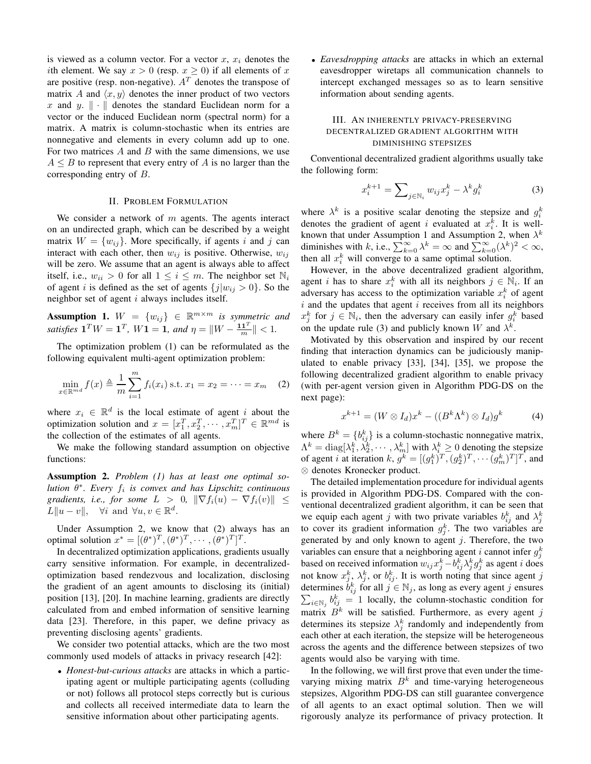is viewed as a column vector. For a vector $x$, $x_i$ denotes the $i$th element. We say $x > 0$ (resp. $x \geq 0$) if all elements of $x$ are positive (resp. non-negative). $A^T$ denotes the transpose of matrix $A$ and $\langle x, y \rangle$ denotes the inner product of two vectors $x$ and $y$. $\| \cdot \|$ denotes the standard Euclidean norm for a vector or the induced Euclidean norm (spectral norm) for a matrix. A matrix is column-stochastic when its entries are nonnegative and elements in every column add up to one. For two matrices $A$ and $B$ with the same dimensions, we use $A \leq B$ to represent that every entry of $A$ is no larger than the corresponding entry of $B$.

## II. Problem Formulation

We consider a network of $m$ agents. The agents interact on an undirected graph, which can be described by a weight matrix $W = \{w_{ij}\}$. More specifically, if agents $i$ and $j$ can interact with each other, then $w_{ij}$ is positive. Otherwise, $w_{ij}$ will be zero. We assume that an agent is always able to affect itself, i.e., $w_{ii} > 0$ for all $1 \leq i \leq m$. The neighbor set $\mathbb{N}_i$ of agent $i$ is defined as the set of agents $\{j | w_{ij} > 0\}$. So the neighbor set of agent $i$ always includes itself.

**Assumption 1.** *$W = \{w_{ij}\} \in \mathbb{R}^{m \times m}$ is symmetric and satisfies $\mathbf{1}^T W = \mathbf{1}^T$, $W\mathbf{1} = \mathbf{1}$, and $\eta = \|W - \frac{\mathbf{1}\mathbf{1}^T}{m}\| < 1$.*

The optimization problem (1) can be reformulated as the following equivalent multi-agent optimization problem:

$$\min_{x \in \mathbb{R}^{md}} f(x) \triangleq \frac{1}{m} \sum_{i=1}^{m} f_i(x_i) \text{ s.t. } x_1 = x_2 = \cdots = x_m \quad (2)$$

where $x_i \in \mathbb{R}^d$ is the local estimate of agent $i$ about the optimization solution and $x = [x_1^T, x_2^T, \cdots, x_m^T]^T \in \mathbb{R}^{md}$ is the collection of the estimates of all agents.

We make the following standard assumption on objective functions:

**Assumption 2.** *Problem (1) has at least one optimal solution $\theta^*$. Every $f_i$ is convex and has Lipschitz continuous gradients, i.e., for some $L > 0$, $\|\nabla f_i(u) - \nabla f_i(v)\| \leq L\|u - v\|$, $\forall i$ and $\forall u, v \in \mathbb{R}^d$.*

Under Assumption 2, we know that (2) always has an optimal solution $x^* = [(\theta^*)^T, (\theta^*)^T, \cdots, (\theta^*)^T]^T$.

In decentralized optimization applications, gradients usually carry sensitive information. For example, in decentralized-optimization based rendezvous and localization, disclosing the gradient of an agent amounts to disclosing its (initial) position [13], [20]. In machine learning, gradients are directly calculated from and embed information of sensitive learning data [23]. Therefore, in this paper, we define privacy as preventing disclosing agents' gradients.

We consider two potential attacks, which are the two most commonly used models of attacks in privacy research [42]:

- *Honest-but-curious attacks* are attacks in which a participating agent or multiple participating agents (colluding or not) follows all protocol steps correctly but is curious and collects all received intermediate data to learn the sensitive information about other participating agents.
- *Eavesdropping attacks* are attacks in which an external eavesdropper wiretaps all communication channels to intercept exchanged messages so as to learn sensitive information about sending agents.

## III. An Inherently Privacy-Preserving Decentralized Gradient Algorithm with Diminishing Stepsizes

Conventional decentralized gradient algorithms usually take the following form:

$$x_i^{k+1} = \sum\nolimits_{j \in \mathbb{N}_i} w_{ij} x_j^k - \lambda^k g_i^k \quad (3)$$

where $\lambda^k$ is a positive scalar denoting the stepsize and $g_i^k$ denotes the gradient of agent $i$ evaluated at $x_i^k$. It is well-known that under Assumption 1 and Assumption 2, when $\lambda^k$ diminishes with $k$, i.e., $\sum_{k=0}^{\infty} \lambda^k = \infty$ and $\sum_{k=0}^{\infty} (\lambda^k)^2 < \infty$, then all $x_i^k$ will converge to a same optimal solution.

However, in the above decentralized gradient algorithm, agent $i$ has to share $x_i^k$ with all its neighbors $j \in \mathbb{N}_i$. If an adversary has access to the optimization variable $x_i^k$ of agent $i$ and the updates that agent $i$ receives from all its neighbors $x_j^k$ for $j \in \mathbb{N}_i$, then the adversary can easily infer $g_i^k$ based on the update rule (3) and publicly known $W$ and $\lambda^k$.

Motivated by this observation and inspired by our recent finding that interaction dynamics can be judiciously manipulated to enable privacy [33], [34], [35], we propose the following decentralized gradient algorithm to enable privacy (with per-agent version given in Algorithm PDG-DS on the next page):

$$x^{k+1} = (W \otimes I_d) x^k - ((B^k \Lambda^k) \otimes I_d) g^k \quad (4)$$

where $B^k = \{b_{ij}^k\}$ is a column-stochastic nonnegative matrix, $\Lambda^k = \text{diag}[\lambda_1^k, \lambda_2^k, \cdots, \lambda_m^k]$ with $\lambda_i^k \geq 0$ denoting the stepsize of agent $i$ at iteration $k$, $g^k = [(g_1^k)^T, (g_2^k)^T, \cdots (g_m^k)^T]^T$, and $\otimes$ denotes Kronecker product.

The detailed implementation procedure for individual agents is provided in Algorithm PDG-DS. Compared with the conventional decentralized gradient algorithm, it can be seen that we equip each agent $j$ with two private variables $b_{ij}^k$ and $\lambda_j^k$ to cover its gradient information $g_j^k$. The two variables are generated by and only known to agent $j$. Therefore, the two variables can ensure that a neighboring agent $i$ cannot infer $g_j^k$ based on received information $w_{ij} x_j^k - b_{ij}^k \lambda_j^k g_j^k$ as agent $i$ does not know $x_j^k$, $\lambda_j^k$, or $b_{ij}^k$. It is worth noting that since agent $j$ determines $b_{ij}^k$ for all $j \in \mathbb{N}_j$, as long as every agent $j$ ensures $\sum_{i \in \mathbb{N}_j} b_{ij}^k = 1$ locally, the column-stochastic condition for matrix $B^k$ will be satisfied. Furthermore, as every agent $j$ determines its stepsize $\lambda_j^k$ randomly and independently from each other at each iteration, the stepsize will be heterogeneous across the agents and the difference between stepsizes of two agents would also be varying with time.

In the following, we will first prove that even under the time-varying mixing matrix $B^k$ and time-varying heterogeneous stepsizes, Algorithm PDG-DS can still guarantee convergence of all agents to an exact optimal solution. Then we will rigorously analyze its performance of privacy protection. It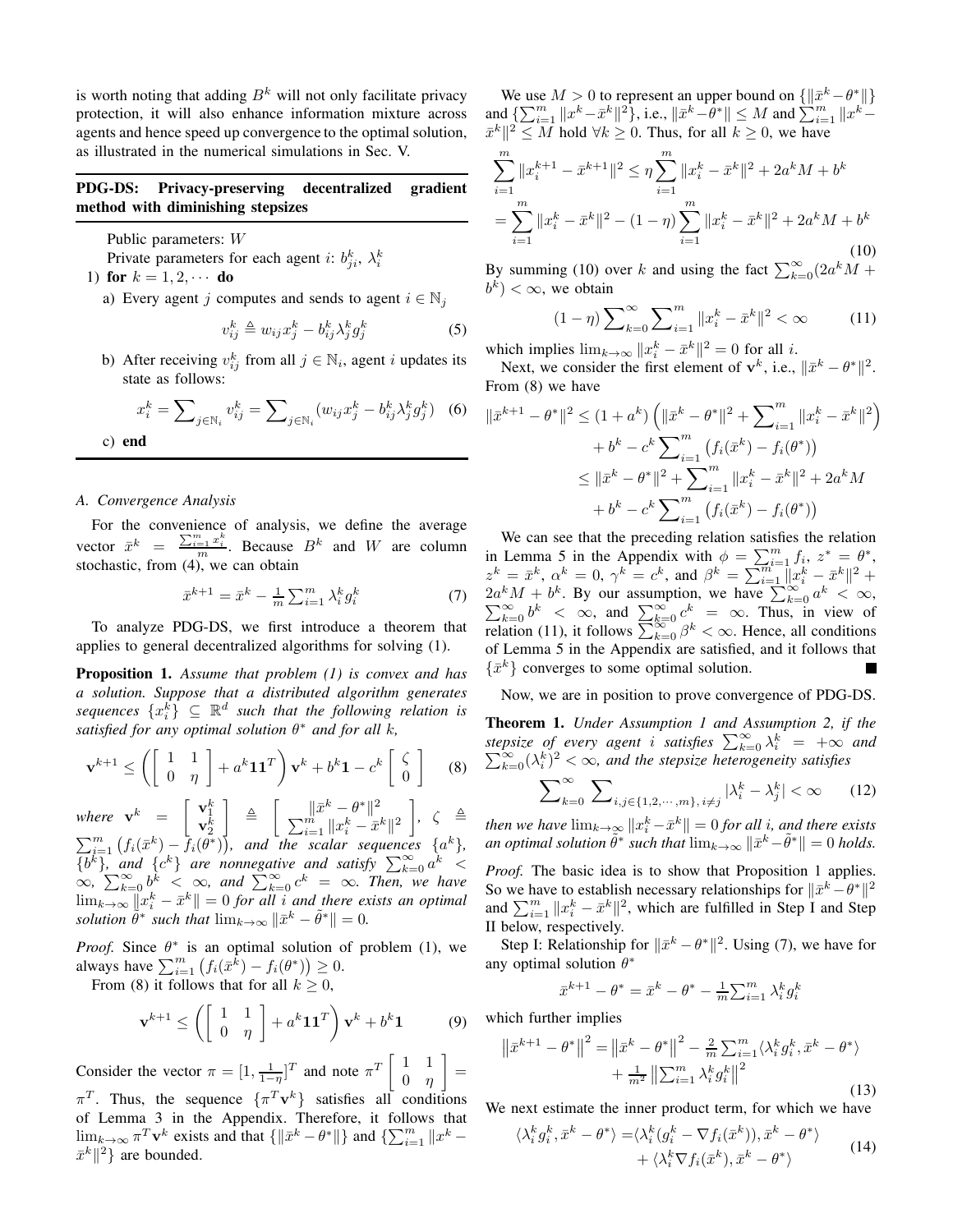is worth noting that adding $B^k$ will not only facilitate privacy protection, it will also enhance information mixture across agents and hence speed up convergence to the optimal solution, as illustrated in the numerical simulations in Sec. V.

---

**PDG-DS: Privacy-preserving decentralized gradient method with diminishing stepsizes**

---

Public parameters: $W$

Private parameters for each agent $i$: $b_{ji}^k$, $\lambda_i^k$

1) **for** $k = 1, 2, \cdots$ **do**

a) Every agent $j$ computes and sends to agent $i \in \mathbb{N}_j$

$$v_{ij}^k \triangleq w_{ij} x_j^k - b_{ij}^k \lambda_j^k g_j^k \tag{5}$$

b) After receiving $v_{ij}^k$ from all $j \in \mathbb{N}_i$, agent $i$ updates its state as follows:

$$x_i^k = \sum\nolimits_{j \in \mathbb{N}_i} v_{ij}^k = \sum\nolimits_{j \in \mathbb{N}_i} (w_{ij} x_j^k - b_{ij}^k \lambda_j^k g_j^k) \tag{6}$$

c) **end**

---

### A. Convergence Analysis

For the convenience of analysis, we define the average vector $\bar{x}^k = \frac{\sum_{i=1}^m x_i^k}{m}$. Because $B^k$ and $W$ are column stochastic, from (4), we can obtain

$$\bar{x}^{k+1} = \bar{x}^k - \tfrac{1}{m} \sum\nolimits_{i=1}^m \lambda_i^k g_i^k \tag{7}$$

To analyze PDG-DS, we first introduce a theorem that applies to general decentralized algorithms for solving (1).

**Proposition 1.** *Assume that problem (1) is convex and has a solution. Suppose that a distributed algorithm generates sequences $\{x_i^k\} \subseteq \mathbb{R}^d$ such that the following relation is satisfied for any optimal solution $\theta^*$ and for all $k$,*

$$\mathbf{v}^{k+1} \leq \left( \begin{bmatrix} 1 & 1 \\ 0 & \eta \end{bmatrix} + a^k \mathbf{1}\mathbf{1}^T \right) \mathbf{v}^k + b^k \mathbf{1} - c^k \begin{bmatrix} \zeta \\ 0 \end{bmatrix} \tag{8}$$

*where* $\mathbf{v}^k = \begin{bmatrix} \mathbf{v}_1^k \\ \mathbf{v}_2^k \end{bmatrix} \triangleq \begin{bmatrix} \|\bar{x}^k - \theta^*\|^2 \\ \sum_{i=1}^m \|x_i^k - \bar{x}^k\|^2 \end{bmatrix}$, $\zeta \triangleq \sum_{i=1}^m \left( f_i(\bar{x}^k) - f_i(\theta^*) \right)$*, and the scalar sequences $\{a^k\}$, $\{b^k\}$, and $\{c^k\}$ are nonnegative and satisfy $\sum_{k=0}^\infty a^k < \infty$, $\sum_{k=0}^\infty b^k < \infty$, and $\sum_{k=0}^\infty c^k = \infty$. Then, we have $\lim_{k\to\infty} \|x_i^k - \bar{x}^k\| = 0$ for all $i$ and there exists an optimal solution $\tilde{\theta}^*$ such that $\lim_{k\to\infty} \|\bar{x}^k - \tilde{\theta}^*\| = 0$.*

*Proof.* Since $\theta^*$ is an optimal solution of problem (1), we always have $\sum_{i=1}^m \left( f_i(\bar{x}^k) - f_i(\theta^*) \right) \geq 0$.

From (8) it follows that for all $k \geq 0$,

$$\mathbf{v}^{k+1} \leq \left( \begin{bmatrix} 1 & 1 \\ 0 & \eta \end{bmatrix} + a^k \mathbf{1}\mathbf{1}^T \right) \mathbf{v}^k + b^k \mathbf{1} \tag{9}$$

Consider the vector $\pi = [1, \frac{1}{1-\eta}]^T$ and note $\pi^T \begin{bmatrix} 1 & 1 \\ 0 & \eta \end{bmatrix} = \pi^T$. Thus, the sequence $\{\pi^T \mathbf{v}^k\}$ satisfies all conditions of Lemma 3 in the Appendix. Therefore, it follows that $\lim_{k\to\infty} \pi^T \mathbf{v}^k$ exists and that $\{\|\bar{x}^k - \theta^*\|\}$ and $\{\sum_{i=1}^m \|x^k - \bar{x}^k\|^2\}$ are bounded.

We use $M > 0$ to represent an upper bound on $\{\|\bar{x}^k - \theta^*\|\}$ and $\{\sum_{i=1}^m \|x^k - \bar{x}^k\|^2\}$, i.e., $\|\bar{x}^k - \theta^*\| \leq M$ and $\sum_{i=1}^m \|x^k - \bar{x}^k\|^2 \leq M$ hold $\forall k \geq 0$. Thus, for all $k \geq 0$, we have

$$\begin{aligned} \sum_{i=1}^m \|x_i^{k+1} - \bar{x}^{k+1}\|^2 &\leq \eta \sum_{i=1}^m \|x_i^k - \bar{x}^k\|^2 + 2a^k M + b^k \\ &= \sum_{i=1}^m \|x_i^k - \bar{x}^k\|^2 - (1-\eta) \sum_{i=1}^m \|x_i^k - \bar{x}^k\|^2 + 2a^k M + b^k \end{aligned} \tag{10}$$

By summing (10) over $k$ and using the fact $\sum_{k=0}^\infty (2a^k M + b^k) < \infty$, we obtain

$$(1-\eta) \sum\nolimits_{k=0}^\infty \sum\nolimits_{i=1}^m \|x_i^k - \bar{x}^k\|^2 < \infty \tag{11}$$

which implies $\lim_{k\to\infty} \|x_i^k - \bar{x}^k\|^2 = 0$ for all $i$.

Next, we consider the first element of $\mathbf{v}^k$, i.e., $\|\bar{x}^k - \theta^*\|^2$. From (8) we have

$$\begin{aligned} \|\bar{x}^{k+1} - \theta^*\|^2 &\leq (1 + a^k) \left( \|\bar{x}^k - \theta^*\|^2 + \sum\nolimits_{i=1}^m \|x_i^k - \bar{x}^k\|^2 \right) \\ &\quad + b^k - c^k \sum\nolimits_{i=1}^m \left( f_i(\bar{x}^k) - f_i(\theta^*) \right) \\ &\leq \|\bar{x}^k - \theta^*\|^2 + \sum\nolimits_{i=1}^m \|x_i^k - \bar{x}^k\|^2 + 2a^k M \\ &\quad + b^k - c^k \sum\nolimits_{i=1}^m \left( f_i(\bar{x}^k) - f_i(\theta^*) \right) \end{aligned}$$

We can see that the preceding relation satisfies the relation in Lemma 5 in the Appendix with $\phi = \sum_{i=1}^m f_i$, $z^* = \theta^*$, $z^k = \bar{x}^k$, $\alpha^k = 0$, $\gamma^k = c^k$, and $\beta^k = \sum_{i=1}^m \|x_i^k - \bar{x}^k\|^2 + 2a^k M + b^k$. By our assumption, we have $\sum_{k=0}^\infty a^k < \infty$, $\sum_{k=0}^\infty b^k < \infty$, and $\sum_{k=0}^\infty c^k = \infty$. Thus, in view of relation (11), it follows $\sum_{k=0}^\infty \beta^k < \infty$. Hence, all conditions of Lemma 5 in the Appendix are satisfied, and it follows that $\{\bar{x}^k\}$ converges to some optimal solution. ■

Now, we are in position to prove convergence of PDG-DS.

**Theorem 1.** *Under Assumption 1 and Assumption 2, if the stepsize of every agent $i$ satisfies $\sum_{k=0}^\infty \lambda_i^k = +\infty$ and $\sum_{k=0}^\infty (\lambda_i^k)^2 < \infty$, and the stepsize heterogeneity satisfies*

$$\sum\nolimits_{k=0}^\infty \sum\nolimits_{i,j \in \{1,2,\cdots,m\}, i \neq j} |\lambda_i^k - \lambda_j^k| < \infty \tag{12}$$

*then we have $\lim_{k\to\infty} \|x_i^k - \bar{x}^k\| = 0$ for all $i$, and there exists an optimal solution $\tilde{\theta}^*$ such that $\lim_{k\to\infty} \|\bar{x}^k - \tilde{\theta}^*\| = 0$ holds.*

*Proof.* The basic idea is to show that Proposition 1 applies. So we have to establish necessary relationships for $\|\bar{x}^k - \theta^*\|^2$ and $\sum_{i=1}^m \|x_i^k - \bar{x}^k\|^2$, which are fulfilled in Step I and Step II below, respectively.

Step I: Relationship for $\|\bar{x}^k - \theta^*\|^2$. Using (7), we have for any optimal solution $\theta^*$

$$\bar{x}^{k+1} - \theta^* = \bar{x}^k - \theta^* - \tfrac{1}{m} \sum\nolimits_{i=1}^m \lambda_i^k g_i^k$$

which further implies

$$\begin{aligned} \left\| \bar{x}^{k+1} - \theta^* \right\|^2 &= \left\| \bar{x}^k - \theta^* \right\|^2 - \tfrac{2}{m} \sum\nolimits_{i=1}^m \langle \lambda_i^k g_i^k, \bar{x}^k - \theta^* \rangle \\ &\quad + \tfrac{1}{m^2} \left\| \sum\nolimits_{i=1}^m \lambda_i^k g_i^k \right\|^2 \end{aligned} \tag{13}$$

We next estimate the inner product term, for which we have

$$\begin{aligned} \langle \lambda_i^k g_i^k, \bar{x}^k - \theta^* \rangle &= \langle \lambda_i^k (g_i^k - \nabla f_i(\bar{x}^k)), \bar{x}^k - \theta^* \rangle \\ &\quad + \langle \lambda_i^k \nabla f_i(\bar{x}^k), \bar{x}^k - \theta^* \rangle \end{aligned} \tag{14}$$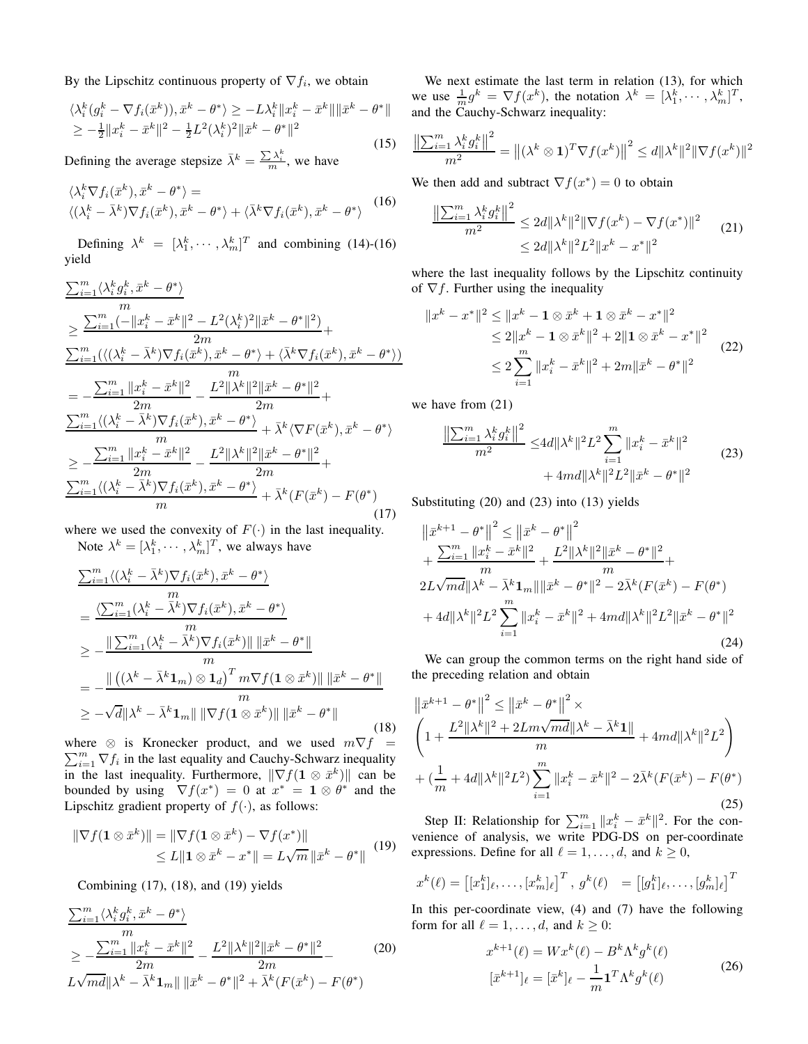By the Lipschitz continuous property of $\nabla f_i$, we obtain

$$
\begin{aligned}
&\langle \lambda_i^k (g_i^k - \nabla f_i(\bar{x}^k)), \bar{x}^k - \theta^* \rangle \geq -L\lambda_i^k \|x_i^k - \bar{x}^k\| \|\bar{x}^k - \theta^*\| \\
&\geq -\tfrac{1}{2}\|x_i^k - \bar{x}^k\|^2 - \tfrac{1}{2}L^2(\lambda_i^k)^2 \|\bar{x}^k - \theta^*\|^2
\end{aligned} \tag{15}
$$

Defining the average stepsize $\bar{\lambda}^k = \frac{\sum \lambda_i^k}{m}$, we have

$$
\begin{aligned}
&\langle \lambda_i^k \nabla f_i(\bar{x}^k), \bar{x}^k - \theta^* \rangle = \\
&\langle (\lambda_i^k - \bar{\lambda}^k) \nabla f_i(\bar{x}^k), \bar{x}^k - \theta^* \rangle + \langle \bar{\lambda}^k \nabla f_i(\bar{x}^k), \bar{x}^k - \theta^* \rangle
\end{aligned} \tag{16}
$$

Defining $\lambda^k = [\lambda_1^k, \cdots, \lambda_m^k]^T$ and combining (14)-(16) yield

$$
\begin{aligned}
&\frac{\sum_{i=1}^m \langle \lambda_i^k g_i^k, \bar{x}^k - \theta^* \rangle}{m} \\
&\geq \frac{\sum_{i=1}^m (-\|x_i^k - \bar{x}^k\|^2 - L^2(\lambda_i^k)^2 \|\bar{x}^k - \theta^*\|^2)}{2m} + \\
&\frac{\sum_{i=1}^m (\langle (\lambda_i^k - \bar{\lambda}^k) \nabla f_i(\bar{x}^k), \bar{x}^k - \theta^* \rangle + \langle \bar{\lambda}^k \nabla f_i(\bar{x}^k), \bar{x}^k - \theta^* \rangle)}{m} \\
&= -\frac{\sum_{i=1}^m \|x_i^k - \bar{x}^k\|^2}{2m} - \frac{L^2 \|\lambda^k\|^2 \|\bar{x}^k - \theta^*\|^2}{2m} + \\
&\frac{\sum_{i=1}^m \langle (\lambda_i^k - \bar{\lambda}^k) \nabla f_i(\bar{x}^k), \bar{x}^k - \theta^* \rangle}{m} + \bar{\lambda}^k \langle \nabla F(\bar{x}^k), \bar{x}^k - \theta^* \rangle \\
&\geq -\frac{\sum_{i=1}^m \|x_i^k - \bar{x}^k\|^2}{2m} - \frac{L^2 \|\lambda^k\|^2 \|\bar{x}^k - \theta^*\|^2}{2m} + \\
&\frac{\sum_{i=1}^m \langle (\lambda_i^k - \bar{\lambda}^k) \nabla f_i(\bar{x}^k), \bar{x}^k - \theta^* \rangle}{m} + \bar{\lambda}^k (F(\bar{x}^k) - F(\theta^*))
\end{aligned} \tag{17}
$$

where we used the convexity of $F(\cdot)$ in the last inequality.

Note $\lambda^k = [\lambda_1^k, \cdots, \lambda_m^k]^T$, we always have

$$
\begin{aligned}
&\frac{\sum_{i=1}^m \langle (\lambda_i^k - \bar{\lambda}^k) \nabla f_i(\bar{x}^k), \bar{x}^k - \theta^* \rangle}{m} \\
&= \frac{\langle \sum_{i=1}^m (\lambda_i^k - \bar{\lambda}^k) \nabla f_i(\bar{x}^k), \bar{x}^k - \theta^* \rangle}{m} \\
&\geq -\frac{\| \sum_{i=1}^m (\lambda_i^k - \bar{\lambda}^k) \nabla f_i(\bar{x}^k) \| \, \|\bar{x}^k - \theta^*\|}{m} \\
&= -\frac{\| \left( (\lambda^k - \bar{\lambda}^k \mathbf{1}_m) \otimes \mathbf{1}_d \right)^T m \nabla f(\mathbf{1} \otimes \bar{x}^k) \| \, \|\bar{x}^k - \theta^*\|}{m} \\
&\geq -\sqrt{d} \|\lambda^k - \bar{\lambda}^k \mathbf{1}_m\| \, \|\nabla f(\mathbf{1} \otimes \bar{x}^k)\| \, \|\bar{x}^k - \theta^*\|
\end{aligned} \tag{18}
$$

where $\otimes$ is Kronecker product, and we used $m\nabla f = \sum_{i=1}^m \nabla f_i$ in the last equality and Cauchy-Schwarz inequality in the last inequality. Furthermore, $\|\nabla f(\mathbf{1} \otimes \bar{x}^k)\|$ can be bounded by using $\nabla f(x^*) = 0$ at $x^* = \mathbf{1} \otimes \theta^*$ and the Lipschitz gradient property of $f(\cdot)$, as follows:

$$
\begin{aligned}
\|\nabla f(\mathbf{1} \otimes \bar{x}^k)\| &= \|\nabla f(\mathbf{1} \otimes \bar{x}^k) - \nabla f(x^*)\| \\
&\leq L\|\mathbf{1} \otimes \bar{x}^k - x^*\| = L\sqrt{m} \, \|\bar{x}^k - \theta^*\|
\end{aligned} \tag{19}
$$

Combining (17), (18), and (19) yields

$$
\begin{aligned}
&\frac{\sum_{i=1}^m \langle \lambda_i^k g_i^k, \bar{x}^k - \theta^* \rangle}{m} \\
&\geq -\frac{\sum_{i=1}^m \|x_i^k - \bar{x}^k\|^2}{2m} - \frac{L^2 \|\lambda^k\|^2 \|\bar{x}^k - \theta^*\|^2}{2m} - \\
&L\sqrt{md} \|\lambda^k - \bar{\lambda}^k \mathbf{1}_m\| \, \|\bar{x}^k - \theta^*\|^2 + \bar{\lambda}^k (F(\bar{x}^k) - F(\theta^*))
\end{aligned} \tag{20}
$$

We next estimate the last term in relation (13), for which we use $\frac{1}{m} g^k = \nabla f(x^k)$, the notation $\lambda^k = [\lambda_1^k, \cdots, \lambda_m^k]^T$, and the Cauchy-Schwarz inequality:

$$
\frac{\left\| \sum_{i=1}^m \lambda_i^k g_i^k \right\|^2}{m^2} = \left\| (\lambda^k \otimes \mathbf{1})^T \nabla f(x^k) \right\|^2 \leq d \|\lambda^k\|^2 \|\nabla f(x^k)\|^2
$$

We then add and subtract $\nabla f(x^*) = 0$ to obtain

$$
\begin{aligned}
\frac{\left\| \sum_{i=1}^m \lambda_i^k g_i^k \right\|^2}{m^2} &\leq 2d \|\lambda^k\|^2 \|\nabla f(x^k) - \nabla f(x^*)\|^2 \\
&\leq 2d \|\lambda^k\|^2 L^2 \|x^k - x^*\|^2
\end{aligned} \tag{21}
$$

where the last inequality follows by the Lipschitz continuity of $\nabla f$. Further using the inequality

$$
\begin{aligned}
\|x^k - x^*\|^2 &\leq \|x^k - \mathbf{1} \otimes \bar{x}^k + \mathbf{1} \otimes \bar{x}^k - x^*\|^2 \\
&\leq 2\|x^k - \mathbf{1} \otimes \bar{x}^k\|^2 + 2\|\mathbf{1} \otimes \bar{x}^k - x^*\|^2 \\
&\leq 2 \sum_{i=1}^m \|x_i^k - \bar{x}^k\|^2 + 2m \|\bar{x}^k - \theta^*\|^2
\end{aligned} \tag{22}
$$

we have from (21)

$$
\begin{aligned}
\frac{\left\| \sum_{i=1}^m \lambda_i^k g_i^k \right\|^2}{m^2} \leq & 4d \|\lambda^k\|^2 L^2 \sum_{i=1}^m \|x_i^k - \bar{x}^k\|^2 \\
&+ 4md \|\lambda^k\|^2 L^2 \|\bar{x}^k - \theta^*\|^2
\end{aligned} \tag{23}
$$

Substituting (20) and (23) into (13) yields

$$
\begin{aligned}
&\left\| \bar{x}^{k+1} - \theta^* \right\|^2 \leq \left\| \bar{x}^k - \theta^* \right\|^2 \\
&+ \frac{\sum_{i=1}^m \|x_i^k - \bar{x}^k\|^2}{m} + \frac{L^2 \|\lambda^k\|^2 \|\bar{x}^k - \theta^*\|^2}{m} + \\
&2L\sqrt{md} \|\lambda^k - \bar{\lambda}^k \mathbf{1}_m\| \|\bar{x}^k - \theta^*\|^2 - 2\bar{\lambda}^k (F(\bar{x}^k) - F(\theta^*)) \\
&+ 4d \|\lambda^k\|^2 L^2 \sum_{i=1}^m \|x_i^k - \bar{x}^k\|^2 + 4md \|\lambda^k\|^2 L^2 \|\bar{x}^k - \theta^*\|^2
\end{aligned} \tag{24}
$$

We can group the common terms on the right hand side of the preceding relation and obtain

$$
\begin{aligned}
&\left\| \bar{x}^{k+1} - \theta^* \right\|^2 \leq \left\| \bar{x}^k - \theta^* \right\|^2 \times \\
&\left( 1 + \frac{L^2 \|\lambda^k\|^2 + 2Lm\sqrt{md} \|\lambda^k - \bar{\lambda}^k \mathbf{1}\|}{m} + 4md \|\lambda^k\|^2 L^2 \right) \\
&+ \left( \frac{1}{m} + 4d \|\lambda^k\|^2 L^2 \right) \sum_{i=1}^m \|x_i^k - \bar{x}^k\|^2 - 2\bar{\lambda}^k (F(\bar{x}^k) - F(\theta^*))
\end{aligned} \tag{25}
$$

Step II: Relationship for $\sum_{i=1}^m \|x_i^k - \bar{x}^k\|^2$. For the convenience of analysis, we write PDG-DS on per-coordinate expressions. Define for all $\ell = 1, \ldots, d$, and $k \geq 0$,

$$
x^k(\ell) = \left[ [x_1^k]_\ell, \ldots, [x_m^k]_\ell \right]^T, \; g^k(\ell) \;\; = \left[ [g_1^k]_\ell, \ldots, [g_m^k]_\ell \right]^T
$$

In this per-coordinate view, (4) and (7) have the following form for all $\ell = 1, \ldots, d$, and $k \geq 0$:

$$
\begin{aligned}
x^{k+1}(\ell) &= W x^k(\ell) - B^k \Lambda^k g^k(\ell) \\
[\bar{x}^{k+1}]_\ell &= [\bar{x}^k]_\ell - \frac{1}{m} \mathbf{1}^T \Lambda^k g^k(\ell)
\end{aligned} \tag{26}
$$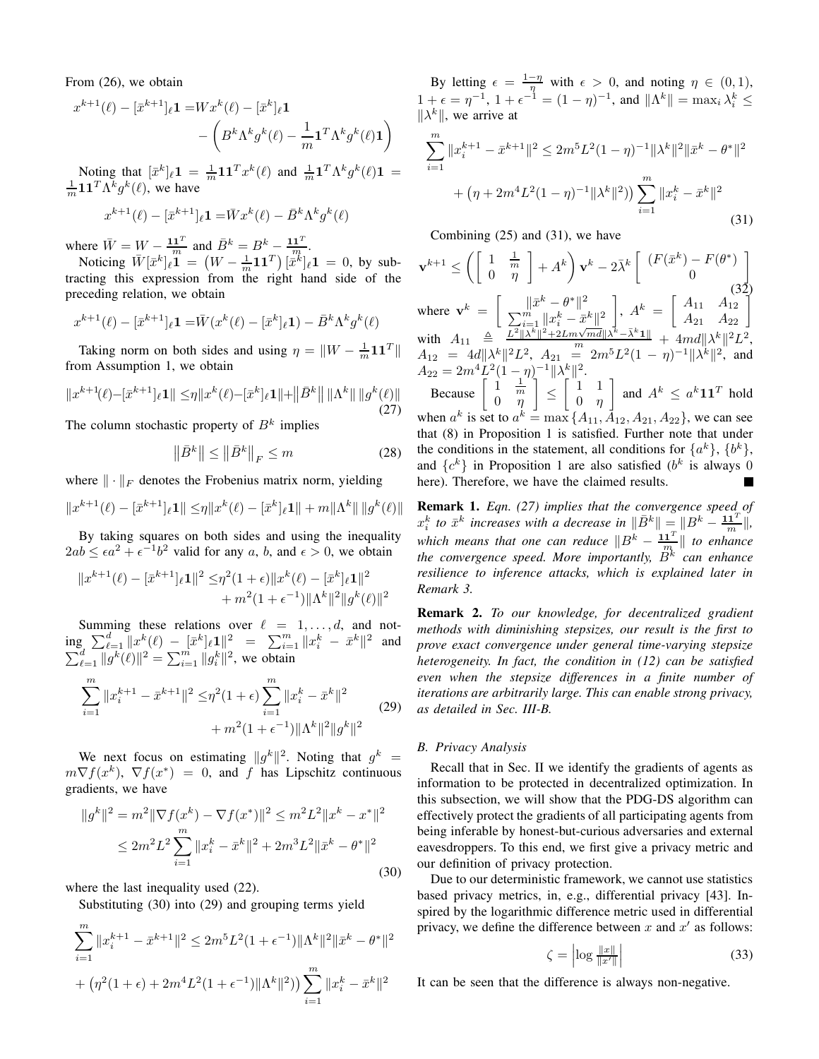From (26), we obtain

$$x^{k+1}(\ell) - [\bar{x}^{k+1}]_\ell \mathbf{1} = W x^k(\ell) - [\bar{x}^k]_\ell \mathbf{1} - \left( B^k \Lambda^k g^k(\ell) - \frac{1}{m} \mathbf{1}^T \Lambda^k g^k(\ell) \mathbf{1} \right)$$

Noting that $[\bar{x}^k]_\ell \mathbf{1} = \frac{1}{m}\mathbf{1}\mathbf{1}^T x^k(\ell)$ and $\frac{1}{m}\mathbf{1}^T \Lambda^k g^k(\ell) \mathbf{1} = \frac{1}{m}\mathbf{1}\mathbf{1}^T \Lambda^k g^k(\ell)$, we have

$$x^{k+1}(\ell) - [\bar{x}^{k+1}]_\ell \mathbf{1} = \bar{W} x^k(\ell) - \bar{B}^k \Lambda^k g^k(\ell)$$

where $\bar{W} = W - \frac{\mathbf{1}\mathbf{1}^T}{m}$ and $\bar{B}^k = B^k - \frac{\mathbf{1}\mathbf{1}^T}{m}$.

Noticing $\bar{W}[\bar{x}^k]_\ell \mathbf{1} = \left(W - \frac{1}{m}\mathbf{1}\mathbf{1}^T\right)[\bar{x}^k]_\ell \mathbf{1} = 0$, by subtracting this expression from the right hand side of the preceding relation, we obtain

$$x^{k+1}(\ell) - [\bar{x}^{k+1}]_\ell \mathbf{1} = \bar{W}(x^k(\ell) - [\bar{x}^k]_\ell \mathbf{1}) - \bar{B}^k \Lambda^k g^k(\ell)$$

Taking norm on both sides and using $\eta = \|W - \frac{1}{m}\mathbf{1}\mathbf{1}^T\|$ from Assumption 1, we obtain

$$\|x^{k+1}(\ell) - [\bar{x}^{k+1}]_\ell \mathbf{1}\| \leq \eta \|x^k(\ell) - [\bar{x}^k]_\ell \mathbf{1}\| + \left\|\bar{B}^k\right\| \|\Lambda^k\| \|g^k(\ell)\| \tag{27}$$

The column stochastic property of $B^k$ implies

$$\left\|\bar{B}^k\right\| \leq \left\|\bar{B}^k\right\|_F \leq m \tag{28}$$

where $\|\cdot\|_F$ denotes the Frobenius matrix norm, yielding

$$\|x^{k+1}(\ell) - [\bar{x}^{k+1}]_\ell \mathbf{1}\| \leq \eta \|x^k(\ell) - [\bar{x}^k]_\ell \mathbf{1}\| + m\|\Lambda^k\| \|g^k(\ell)\|$$

By taking squares on both sides and using the inequality $2ab \leq \epsilon a^2 + \epsilon^{-1} b^2$ valid for any $a$, $b$, and $\epsilon > 0$, we obtain

$$\|x^{k+1}(\ell) - [\bar{x}^{k+1}]_\ell \mathbf{1}\|^2 \leq \eta^2(1+\epsilon)\|x^k(\ell) - [\bar{x}^k]_\ell \mathbf{1}\|^2 + m^2(1+\epsilon^{-1})\|\Lambda^k\|^2 \|g^k(\ell)\|^2$$

Summing these relations over $\ell = 1, \ldots, d$, and noting $\sum_{\ell=1}^d \|x^k(\ell) - [\bar{x}^k]_\ell \mathbf{1}\|^2 = \sum_{i=1}^m \|x_i^k - \bar{x}^k\|^2$ and $\sum_{\ell=1}^d \|g^k(\ell)\|^2 = \sum_{i=1}^m \|g_i^k\|^2$, we obtain

$$\sum_{i=1}^m \|x_i^{k+1} - \bar{x}^{k+1}\|^2 \leq \eta^2(1+\epsilon)\sum_{i=1}^m \|x_i^k - \bar{x}^k\|^2 + m^2(1+\epsilon^{-1})\|\Lambda^k\|^2 \|g^k\|^2 \tag{29}$$

We next focus on estimating $\|g^k\|^2$. Noting that $g^k = m\nabla f(x^k)$, $\nabla f(x^*) = 0$, and $f$ has Lipschitz continuous gradients, we have

$$\|g^k\|^2 = m^2\|\nabla f(x^k) - \nabla f(x^*)\|^2 \leq m^2 L^2 \|x^k - x^*\|^2 \leq 2m^2 L^2 \sum_{i=1}^m \|x_i^k - \bar{x}^k\|^2 + 2m^3 L^2 \|\bar{x}^k - \theta^*\|^2 \tag{30}$$

where the last inequality used (22).

Substituting (30) into (29) and grouping terms yield

$$\sum_{i=1}^m \|x_i^{k+1} - \bar{x}^{k+1}\|^2 \leq 2m^5 L^2 (1+\epsilon^{-1})\|\Lambda^k\|^2 \|\bar{x}^k - \theta^*\|^2 + \left(\eta^2(1+\epsilon) + 2m^4 L^2 (1+\epsilon^{-1})\|\Lambda^k\|^2\right)\sum_{i=1}^m \|x_i^k - \bar{x}^k\|^2$$

By letting $\epsilon = \frac{1-\eta}{\eta}$ with $\epsilon > 0$, and noting $\eta \in (0,1)$, $1+\epsilon = \eta^{-1}$, $1+\epsilon^{-1} = (1-\eta)^{-1}$, and $\|\Lambda^k\| = \max_i \lambda_i^k \leq \|\lambda^k\|$, we arrive at

$$\sum_{i=1}^m \|x_i^{k+1} - \bar{x}^{k+1}\|^2 \leq 2m^5 L^2 (1-\eta)^{-1}\|\lambda^k\|^2 \|\bar{x}^k - \theta^*\|^2 + \left(\eta + 2m^4 L^2 (1-\eta)^{-1}\|\lambda^k\|^2\right)\sum_{i=1}^m \|x_i^k - \bar{x}^k\|^2 \tag{31}$$

Combining (25) and (31), we have

$$\mathbf{v}^{k+1} \leq \left( \begin{bmatrix} 1 & \frac{1}{m} \\ 0 & \eta \end{bmatrix} + A^k \right) \mathbf{v}^k - 2\bar{\lambda}^k \begin{bmatrix} (F(\bar{x}^k) - F(\theta^*)) \\ 0 \end{bmatrix} \tag{32}$$

where $\mathbf{v}^k = \begin{bmatrix} \|\bar{x}^k - \theta^*\|^2 \\ \sum_{i=1}^m \|x_i^k - \bar{x}^k\|^2 \end{bmatrix}$, $A^k = \begin{bmatrix} A_{11} & A_{12} \\ A_{21} & A_{22} \end{bmatrix}$ with $A_{11} \triangleq \frac{L^2\|\lambda^k\|^2 + 2Lm\sqrt{md}\|\lambda^k - \bar{\lambda}^k \mathbf{1}\|}{m} + 4md\|\lambda^k\|^2 L^2$, $A_{12} = 4d\|\lambda^k\|^2 L^2$, $A_{21} = 2m^5 L^2 (1-\eta)^{-1}\|\lambda^k\|^2$, and $A_{22} = 2m^4 L^2 (1-\eta)^{-1}\|\lambda^k\|^2$.

Because $\begin{bmatrix} 1 & \frac{1}{m} \\ 0 & \eta \end{bmatrix} \leq \begin{bmatrix} 1 & 1 \\ 0 & \eta \end{bmatrix}$ and $A^k \leq a^k \mathbf{1}\mathbf{1}^T$ hold when $a^k$ is set to $a^k = \max\{A_{11}, A_{12}, A_{21}, A_{22}\}$, we can see that (8) in Proposition 1 is satisfied. Further note that under the conditions in the statement, all conditions for $\{a^k\}$, $\{b^k\}$, and $\{c^k\}$ in Proposition 1 are also satisfied ($b^k$ is always 0 here). Therefore, we have the claimed results. ∎

**Remark 1.** *Eqn. (27) implies that the convergence speed of $x_i^k$ to $\bar{x}^k$ increases with a decrease in $\|\bar{B}^k\| = \|B^k - \frac{\mathbf{1}\mathbf{1}^T}{m}\|$, which means that one can reduce $\|B^k - \frac{\mathbf{1}\mathbf{1}^T}{m}\|$ to enhance the convergence speed. More importantly, $B^k$ can enhance resilience to inference attacks, which is explained later in Remark 3.*

**Remark 2.** *To our knowledge, for decentralized gradient methods with diminishing stepsizes, our result is the first to prove exact convergence under general time-varying stepsize heterogeneity. In fact, the condition in (12) can be satisfied even when the stepsize differences in a finite number of iterations are arbitrarily large. This can enable strong privacy, as detailed in Sec. III-B.*

### B. Privacy Analysis

Recall that in Sec. II we identify the gradients of agents as information to be protected in decentralized optimization. In this subsection, we will show that the PDG-DS algorithm can effectively protect the gradients of all participating agents from being inferable by honest-but-curious adversaries and external eavesdroppers. To this end, we first give a privacy metric and our definition of privacy protection.

Due to our deterministic framework, we cannot use statistics based privacy metrics, in, e.g., differential privacy [43]. Inspired by the logarithmic difference metric used in differential privacy, we define the difference between $x$ and $x'$ as follows:

$$\zeta = \left|\log \frac{\|x\|}{\|x'\|}\right| \tag{33}$$

It can be seen that the difference is always non-negative.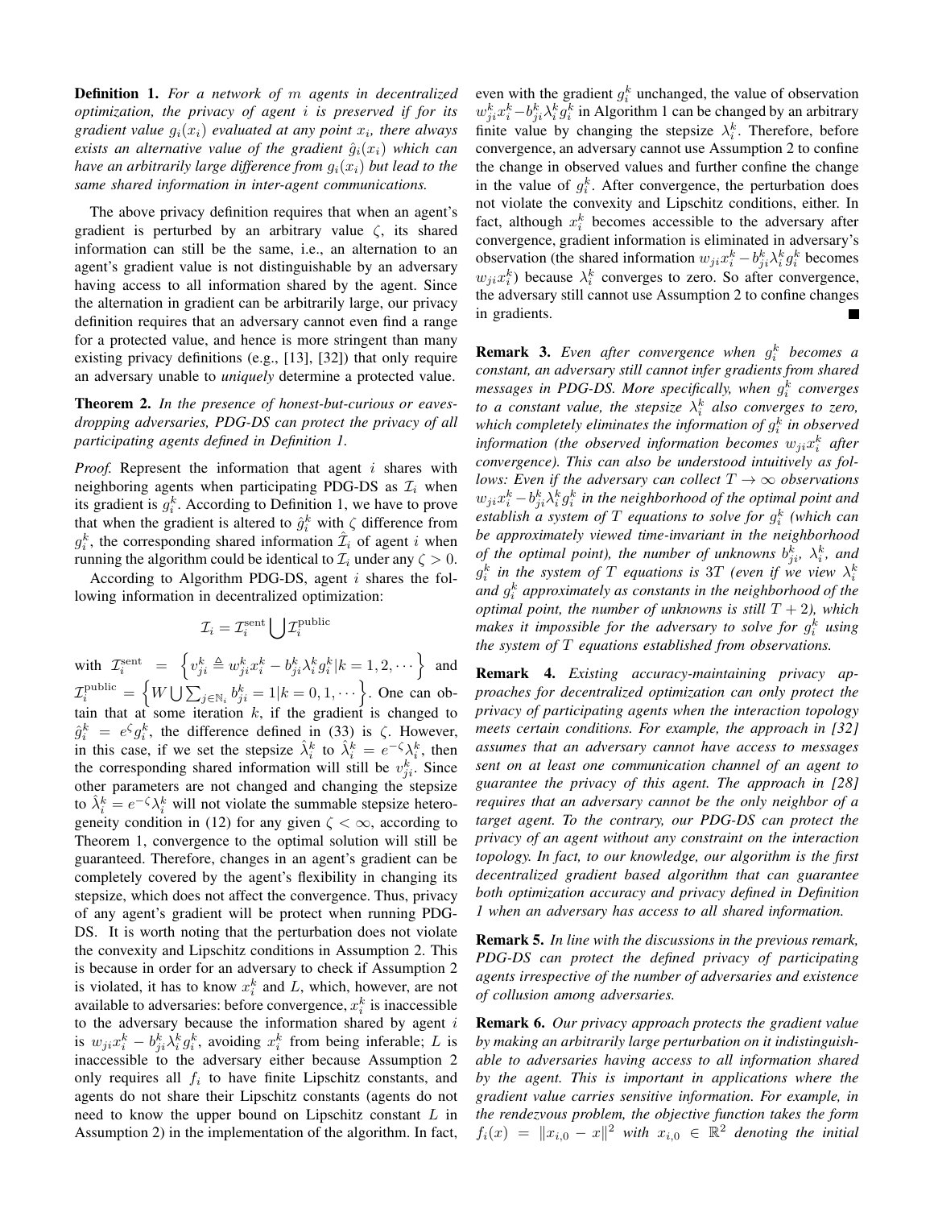**Definition 1.** *For a network of $m$ agents in decentralized optimization, the privacy of agent $i$ is preserved if for its gradient value $g_i(x_i)$ evaluated at any point $x_i$, there always exists an alternative value of the gradient $\hat{g}_i(x_i)$ which can have an arbitrarily large difference from $g_i(x_i)$ but lead to the same shared information in inter-agent communications.*

The above privacy definition requires that when an agent's gradient is perturbed by an arbitrary value $\zeta$, its shared information can still be the same, i.e., an alternation to an agent's gradient value is not distinguishable by an adversary having access to all information shared by the agent. Since the alternation in gradient can be arbitrarily large, our privacy definition requires that an adversary cannot even find a range for a protected value, and hence is more stringent than many existing privacy definitions (e.g., [13], [32]) that only require an adversary unable to *uniquely* determine a protected value.

**Theorem 2.** *In the presence of honest-but-curious or eavesdropping adversaries, PDG-DS can protect the privacy of all participating agents defined in Definition 1.*

*Proof.* Represent the information that agent $i$ shares with neighboring agents when participating PDG-DS as $\mathcal{I}_i$ when its gradient is $g_i^k$. According to Definition 1, we have to prove that when the gradient is altered to $\hat{g}_i^k$ with $\zeta$ difference from $g_i^k$, the corresponding shared information $\hat{\mathcal{I}}_i$ of agent $i$ when running the algorithm could be identical to $\mathcal{I}_i$ under any $\zeta > 0$.

According to Algorithm PDG-DS, agent $i$ shares the following information in decentralized optimization:

$$\mathcal{I}_i = \mathcal{I}_i^{\text{sent}} \bigcup \mathcal{I}_i^{\text{public}}$$

with $\mathcal{I}_i^{\text{sent}} = \left\{ v_{ji}^k \triangleq w_{ji}^k x_i^k - b_{ji}^k \lambda_i^k g_i^k | k = 1, 2, \cdots \right\}$ and $\mathcal{I}_i^{\text{public}} = \left\{ W \bigcup \sum_{j \in \mathbb{N}_i} b_{ji}^k = 1 | k = 0, 1, \cdots \right\}$. One can obtain that at some iteration $k$, if the gradient is changed to $\hat{g}_i^k = e^{\zeta} g_i^k$, the difference defined in (33) is $\zeta$. However, in this case, if we set the stepsize $\hat{\lambda}_i^k$ to $\hat{\lambda}_i^k = e^{-\zeta} \lambda_i^k$, then the corresponding shared information will still be $v_{ji}^k$. Since other parameters are not changed and changing the stepsize to $\hat{\lambda}_i^k = e^{-\zeta} \lambda_i^k$ will not violate the summable stepsize heterogeneity condition in (12) for any given $\zeta < \infty$, according to Theorem 1, convergence to the optimal solution will still be guaranteed. Therefore, changes in an agent's gradient can be completely covered by the agent's flexibility in changing its stepsize, which does not affect the convergence. Thus, privacy of any agent's gradient will be protect when running PDG-DS. It is worth noting that the perturbation does not violate the convexity and Lipschitz conditions in Assumption 2. This is because in order for an adversary to check if Assumption 2 is violated, it has to know $x_i^k$ and $L$, which, however, are not available to adversaries: before convergence, $x_i^k$ is inaccessible to the adversary because the information shared by agent $i$ is $w_{ji} x_i^k - b_{ji}^k \lambda_i^k g_i^k$, avoiding $x_i^k$ from being inferable; $L$ is inaccessible to the adversary either because Assumption 2 only requires all $f_i$ to have finite Lipschitz constants, and agents do not share their Lipschitz constants (agents do not need to know the upper bound on Lipschitz constant $L$ in Assumption 2) in the implementation of the algorithm. In fact, even with the gradient $g_i^k$ unchanged, the value of observation $w_{ji}^k x_i^k - b_{ji}^k \lambda_i^k g_i^k$ in Algorithm 1 can be changed by an arbitrary finite value by changing the stepsize $\lambda_i^k$. Therefore, before convergence, an adversary cannot use Assumption 2 to confine the change in observed values and further confine the change in the value of $g_i^k$. After convergence, the perturbation does not violate the convexity and Lipschitz conditions, either. In fact, although $x_i^k$ becomes accessible to the adversary after convergence, gradient information is eliminated in adversary's observation (the shared information $w_{ji} x_i^k - b_{ji}^k \lambda_i^k g_i^k$ becomes $w_{ji} x_i^k$) because $\lambda_i^k$ converges to zero. So after convergence, the adversary still cannot use Assumption 2 to confine changes in gradients. ∎

**Remark 3.** *Even after convergence when $g_i^k$ becomes a constant, an adversary still cannot infer gradients from shared messages in PDG-DS. More specifically, when $g_i^k$ converges to a constant value, the stepsize $\lambda_i^k$ also converges to zero, which completely eliminates the information of $g_i^k$ in observed information (the observed information becomes $w_{ji} x_i^k$ after convergence). This can also be understood intuitively as follows: Even if the adversary can collect $T \to \infty$ observations $w_{ji} x_i^k - b_{ji}^k \lambda_i^k g_i^k$ in the neighborhood of the optimal point and establish a system of $T$ equations to solve for $g_i^k$ (which can be approximately viewed time-invariant in the neighborhood of the optimal point), the number of unknowns $b_{ji}^k$, $\lambda_i^k$, and $g_i^k$ in the system of $T$ equations is $3T$ (even if we view $\lambda_i^k$ and $g_i^k$ approximately as constants in the neighborhood of the optimal point, the number of unknowns is still $T + 2$), which makes it impossible for the adversary to solve for $g_i^k$ using the system of $T$ equations established from observations.*

**Remark 4.** *Existing accuracy-maintaining privacy approaches for decentralized optimization can only protect the privacy of participating agents when the interaction topology meets certain conditions. For example, the approach in [32] assumes that an adversary cannot have access to messages sent on at least one communication channel of an agent to guarantee the privacy of this agent. The approach in [28] requires that an adversary cannot be the only neighbor of a target agent. To the contrary, our PDG-DS can protect the privacy of an agent without any constraint on the interaction topology. In fact, to our knowledge, our algorithm is the first decentralized gradient based algorithm that can guarantee both optimization accuracy and privacy defined in Definition 1 when an adversary has access to all shared information.*

**Remark 5.** *In line with the discussions in the previous remark, PDG-DS can protect the defined privacy of participating agents irrespective of the number of adversaries and existence of collusion among adversaries.*

**Remark 6.** *Our privacy approach protects the gradient value by making an arbitrarily large perturbation on it indistinguishable to adversaries having access to all information shared by the agent. This is important in applications where the gradient value carries sensitive information. For example, in the rendezvous problem, the objective function takes the form $f_i(x) = \|x_{i,0} - x\|^2$ with $x_{i,0} \in \mathbb{R}^2$ denoting the initial*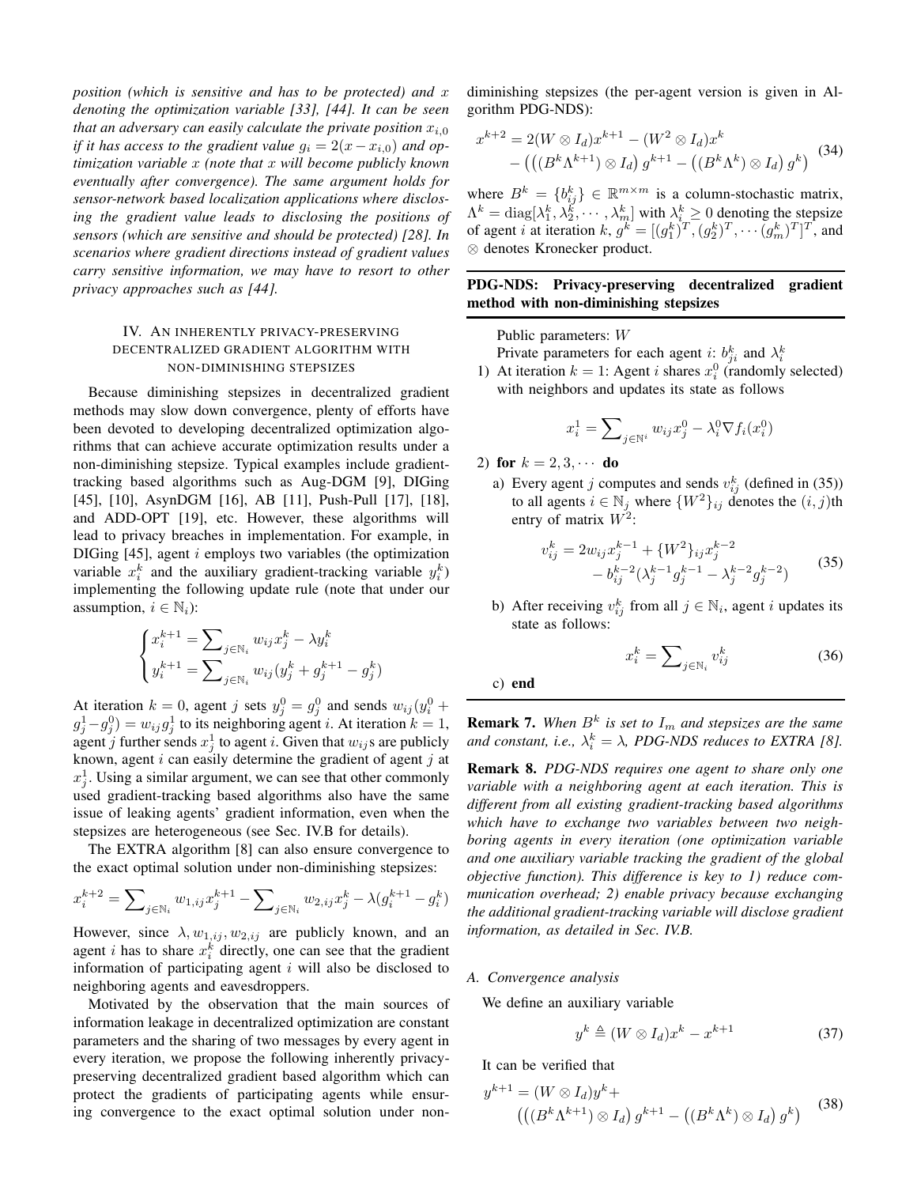*position (which is sensitive and has to be protected) and $x$ denoting the optimization variable [33], [44]. It can be seen that an adversary can easily calculate the private position $x_{i,0}$ if it has access to the gradient value $g_i = 2(x - x_{i,0})$ and optimization variable $x$ (note that $x$ will become publicly known eventually after convergence). The same argument holds for sensor-network based localization applications where disclosing the gradient value leads to disclosing the positions of sensors (which are sensitive and should be protected) [28]. In scenarios where gradient directions instead of gradient values carry sensitive information, we may have to resort to other privacy approaches such as [44].*

## IV. An inherently privacy-preserving decentralized gradient algorithm with non-diminishing stepsizes

Because diminishing stepsizes in decentralized gradient methods may slow down convergence, plenty of efforts have been devoted to developing decentralized optimization algorithms that can achieve accurate optimization results under a non-diminishing stepsize. Typical examples include gradient-tracking based algorithms such as Aug-DGM [9], DIGing [45], [10], AsynDGM [16], AB [11], Push-Pull [17], [18], and ADD-OPT [19], etc. However, these algorithms will lead to privacy breaches in implementation. For example, in DIGing [45], agent $i$ employs two variables (the optimization variable $x_i^k$ and the auxiliary gradient-tracking variable $y_i^k$) implementing the following update rule (note that under our assumption, $i \in \mathbb{N}_i$):

$$\begin{cases} x_i^{k+1} = \sum_{j\in\mathbb{N}_i} w_{ij} x_j^k - \lambda y_i^k \\ y_i^{k+1} = \sum_{j\in\mathbb{N}_i} w_{ij}(y_j^k + g_j^{k+1} - g_j^k) \end{cases}$$

At iteration $k=0$, agent $j$ sets $y_j^0 = g_j^0$ and sends $w_{ij}(y_i^0 + g_j^1 - g_j^0) = w_{ij} g_j^1$ to its neighboring agent $i$. At iteration $k=1$, agent $j$ further sends $x_j^1$ to agent $i$. Given that $w_{ij}$s are publicly known, agent $i$ can easily determine the gradient of agent $j$ at $x_j^1$. Using a similar argument, we can see that other commonly used gradient-tracking based algorithms also have the same issue of leaking agents' gradient information, even when the stepsizes are heterogeneous (see Sec. IV.B for details).

The EXTRA algorithm [8] can also ensure convergence to the exact optimal solution under non-diminishing stepsizes:

$$x_i^{k+2} = \sum_{j\in\mathbb{N}_i} w_{1,ij} x_j^{k+1} - \sum_{j\in\mathbb{N}_i} w_{2,ij} x_j^k - \lambda(g_i^{k+1} - g_i^k)$$

However, since $\lambda, w_{1,ij}, w_{2,ij}$ are publicly known, and an agent $i$ has to share $x_i^k$ directly, one can see that the gradient information of participating agent $i$ will also be disclosed to neighboring agents and eavesdroppers.

Motivated by the observation that the main sources of information leakage in decentralized optimization are constant parameters and the sharing of two messages by every agent in every iteration, we propose the following inherently privacy-preserving decentralized gradient based algorithm which can protect the gradients of participating agents while ensuring convergence to the exact optimal solution under non-diminishing stepsizes (the per-agent version is given in Algorithm PDG-NDS):

$$x^{k+2} = 2(W\otimes I_d)x^{k+1} - (W^2\otimes I_d)x^k - \left(\left((B^k\Lambda^{k+1})\otimes I_d\right)g^{k+1} - \left((B^k\Lambda^k)\otimes I_d\right)g^k\right) \tag{34}$$

where $B^k = \{b_{ij}^k\} \in \mathbb{R}^{m\times m}$ is a column-stochastic matrix, $\Lambda^k = \text{diag}[\lambda_1^k, \lambda_2^k, \cdots, \lambda_m^k]$ with $\lambda_i^k \geq 0$ denoting the stepsize of agent $i$ at iteration $k$, $g^k = [(g_1^k)^T, (g_2^k)^T, \cdots (g_m^k)^T]^T$, and $\otimes$ denotes Kronecker product.

---

**PDG-NDS: Privacy-preserving decentralized gradient method with non-diminishing stepsizes**

---

Public parameters: $W$

Private parameters for each agent $i$: $b_{ji}^k$ and $\lambda_i^k$

1) At iteration $k=1$: Agent $i$ shares $x_i^0$ (randomly selected) with neighbors and updates its state as follows

$$x_i^1 = \sum_{j\in\mathbb{N}^i} w_{ij}x_j^0 - \lambda_i^0 \nabla f_i(x_i^0)$$

2) **for** $k = 2, 3, \cdots$ **do**
   a) Every agent $j$ computes and sends $v_{ij}^k$ (defined in (35)) to all agents $i \in \mathbb{N}_j$ where $\{W^2\}_{ij}$ denotes the $(i,j)$th entry of matrix $W^2$:

$$v_{ij}^k = 2w_{ij}x_j^{k-1} + \{W^2\}_{ij}x_j^{k-2} - b_{ij}^{k-2}(\lambda_j^{k-1}g_j^{k-1} - \lambda_j^{k-2}g_j^{k-2}) \tag{35}$$

   b) After receiving $v_{ij}^k$ from all $j\in\mathbb{N}_i$, agent $i$ updates its state as follows:

$$x_i^k = \sum_{j\in\mathbb{N}_i} v_{ij}^k \tag{36}$$

   c) **end**

---

**Remark 7.** *When $B^k$ is set to $I_m$ and stepsizes are the same and constant, i.e., $\lambda_i^k = \lambda$, PDG-NDS reduces to EXTRA [8].*

**Remark 8.** *PDG-NDS requires one agent to share only one variable with a neighboring agent at each iteration. This is different from all existing gradient-tracking based algorithms which have to exchange two variables between two neighboring agents in every iteration (one optimization variable and one auxiliary variable tracking the gradient of the global objective function). This difference is key to 1) reduce communication overhead; 2) enable privacy because exchanging the additional gradient-tracking variable will disclose gradient information, as detailed in Sec. IV.B.*

### A. Convergence analysis

We define an auxiliary variable

$$y^k \triangleq (W\otimes I_d)x^k - x^{k+1} \tag{37}$$

It can be verified that

$$y^{k+1} = (W\otimes I_d)y^k + \left(\left((B^k\Lambda^{k+1})\otimes I_d\right)g^{k+1} - \left((B^k\Lambda^k)\otimes I_d\right)g^k\right) \tag{38}$$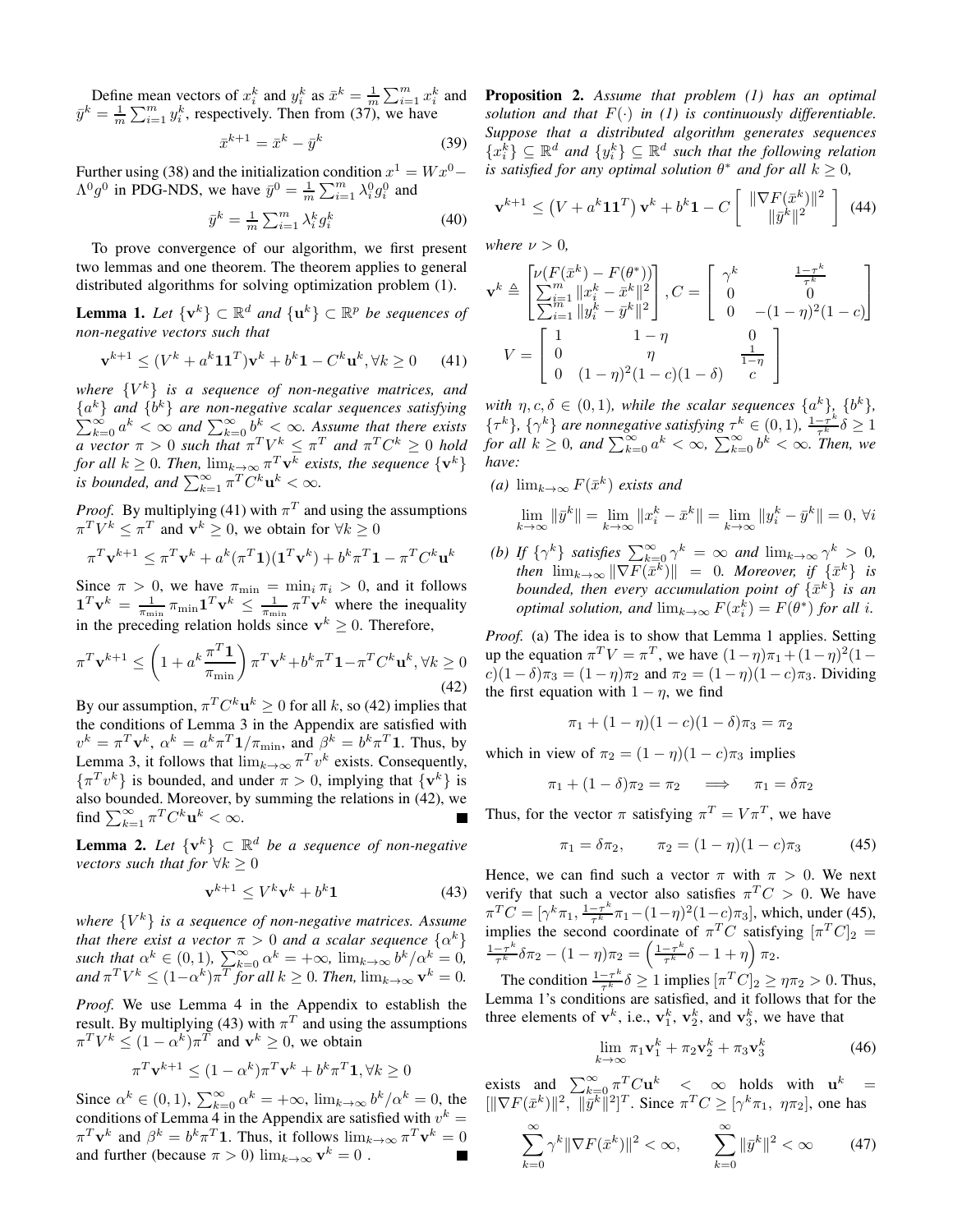Define mean vectors of $x_i^k$ and $y_i^k$ as $\bar{x}^k = \frac{1}{m}\sum_{i=1}^m x_i^k$ and $\bar{y}^k = \frac{1}{m}\sum_{i=1}^m y_i^k$, respectively. Then from (37), we have

$$\bar{x}^{k+1} = \bar{x}^k - \bar{y}^k \tag{39}$$

Further using (38) and the initialization condition $x^1 = Wx^0 - \Lambda^0 g^0$ in PDG-NDS, we have $\bar{y}^0 = \frac{1}{m}\sum_{i=1}^m \lambda_i^0 g_i^0$ and

$$\bar{y}^k = \tfrac{1}{m}\sum_{i=1}^m \lambda_i^k g_i^k \tag{40}$$

To prove convergence of our algorithm, we first present two lemmas and one theorem. The theorem applies to general distributed algorithms for solving optimization problem (1).

**Lemma 1.** *Let $\{\mathbf{v}^k\} \subset \mathbb{R}^d$ and $\{\mathbf{u}^k\} \subset \mathbb{R}^p$ be sequences of non-negative vectors such that*

$$\mathbf{v}^{k+1} \leq (V^k + a^k \mathbf{1}\mathbf{1}^T)\mathbf{v}^k + b^k \mathbf{1} - C^k \mathbf{u}^k, \forall k \geq 0 \tag{41}$$

*where $\{V^k\}$ is a sequence of non-negative matrices, and $\{a^k\}$ and $\{b^k\}$ are non-negative scalar sequences satisfying $\sum_{k=0}^{\infty} a^k < \infty$ and $\sum_{k=0}^{\infty} b^k < \infty$. Assume that there exists a vector $\pi > 0$ such that $\pi^T V^k \leq \pi^T$ and $\pi^T C^k \geq 0$ hold for all $k \geq 0$. Then, $\lim_{k\to\infty} \pi^T \mathbf{v}^k$ exists, the sequence $\{\mathbf{v}^k\}$ is bounded, and $\sum_{k=1}^{\infty} \pi^T C^k \mathbf{u}^k < \infty$.*

*Proof.* By multiplying (41) with $\pi^T$ and using the assumptions $\pi^T V^k \leq \pi^T$ and $\mathbf{v}^k \geq 0$, we obtain for $\forall k \geq 0$

$$\pi^T \mathbf{v}^{k+1} \leq \pi^T \mathbf{v}^k + a^k(\pi^T \mathbf{1})(\mathbf{1}^T \mathbf{v}^k) + b^k \pi^T \mathbf{1} - \pi^T C^k \mathbf{u}^k$$

Since $\pi > 0$, we have $\pi_{\min} = \min_i \pi_i > 0$, and it follows $\mathbf{1}^T \mathbf{v}^k = \frac{1}{\pi_{\min}} \pi_{\min} \mathbf{1}^T \mathbf{v}^k \leq \frac{1}{\pi_{\min}} \pi^T \mathbf{v}^k$ where the inequality in the preceding relation holds since $\mathbf{v}^k \geq 0$. Therefore,

$$\pi^T \mathbf{v}^{k+1} \leq \left(1 + a^k \frac{\pi^T \mathbf{1}}{\pi_{\min}}\right) \pi^T \mathbf{v}^k + b^k \pi^T \mathbf{1} - \pi^T C^k \mathbf{u}^k, \forall k \geq 0 \tag{42}$$

By our assumption, $\pi^T C^k \mathbf{u}^k \geq 0$ for all $k$, so (42) implies that the conditions of Lemma 3 in the Appendix are satisfied with $v^k = \pi^T \mathbf{v}^k$, $\alpha^k = a^k \pi^T \mathbf{1}/\pi_{\min}$, and $\beta^k = b^k \pi^T \mathbf{1}$. Thus, by Lemma 3, it follows that $\lim_{k\to\infty} \pi^T v^k$ exists. Consequently, $\{\pi^T v^k\}$ is bounded, and under $\pi > 0$, implying that $\{\mathbf{v}^k\}$ is also bounded. Moreover, by summing the relations in (42), we find $\sum_{k=1}^{\infty} \pi^T C^k \mathbf{u}^k < \infty$. ∎

**Lemma 2.** *Let $\{\mathbf{v}^k\} \subset \mathbb{R}^d$ be a sequence of non-negative vectors such that for $\forall k \geq 0$*

$$\mathbf{v}^{k+1} \leq V^k \mathbf{v}^k + b^k \mathbf{1} \tag{43}$$

*where $\{V^k\}$ is a sequence of non-negative matrices. Assume that there exist a vector $\pi > 0$ and a scalar sequence $\{\alpha^k\}$ such that $\alpha^k \in (0,1)$, $\sum_{k=0}^{\infty} \alpha^k = +\infty$, $\lim_{k\to\infty} b^k/\alpha^k = 0$, and $\pi^T V^k \leq (1-\alpha^k)\pi^T$ for all $k \geq 0$. Then, $\lim_{k\to\infty} \mathbf{v}^k = 0$.*

*Proof.* We use Lemma 4 in the Appendix to establish the result. By multiplying (43) with $\pi^T$ and using the assumptions $\pi^T V^k \leq (1-\alpha^k)\pi^T$ and $\mathbf{v}^k \geq 0$, we obtain

$$\pi^T \mathbf{v}^{k+1} \leq (1-\alpha^k)\pi^T \mathbf{v}^k + b^k \pi^T \mathbf{1}, \forall k \geq 0$$

Since $\alpha^k \in (0,1)$, $\sum_{k=0}^{\infty} \alpha^k = +\infty$, $\lim_{k\to\infty} b^k/\alpha^k = 0$, the conditions of Lemma 4 in the Appendix are satisfied with $v^k = \pi^T \mathbf{v}^k$ and $\beta^k = b^k \pi^T \mathbf{1}$. Thus, it follows $\lim_{k\to\infty} \pi^T \mathbf{v}^k = 0$ and further (because $\pi > 0$) $\lim_{k\to\infty} \mathbf{v}^k = 0$ . ∎

**Proposition 2.** *Assume that problem (1) has an optimal solution and that $F(\cdot)$ in (1) is continuously differentiable. Suppose that a distributed algorithm generates sequences $\{x_i^k\} \subseteq \mathbb{R}^d$ and $\{y_i^k\} \subseteq \mathbb{R}^d$ such that the following relation is satisfied for any optimal solution $\theta^*$ and for all $k \geq 0$,*

$$\mathbf{v}^{k+1} \leq \left(V + a^k \mathbf{1}\mathbf{1}^T\right)\mathbf{v}^k + b^k \mathbf{1} - C \begin{bmatrix} \|\nabla F(\bar{x}^k)\|^2 \\ \|\bar{y}^k\|^2 \end{bmatrix} \tag{44}$$

*where $\nu > 0$,*

$$\mathbf{v}^k \triangleq \begin{bmatrix} \nu(F(\bar{x}^k) - F(\theta^*)) \\ \sum_{i=1}^m \|x_i^k - \bar{x}^k\|^2 \\ \sum_{i=1}^m \|y_i^k - \bar{y}^k\|^2 \end{bmatrix}, C = \begin{bmatrix} \gamma^k & \frac{1-\tau^k}{\tau^k} \\ 0 & 0 \\ 0 & -(1-\eta)^2(1-c) \end{bmatrix}$$

$$V = \begin{bmatrix} 1 & 1-\eta & 0 \\ 0 & \eta & \frac{1}{1-\eta} \\ 0 & (1-\eta)^2(1-c)(1-\delta) & c \end{bmatrix}$$

*with $\eta, c, \delta \in (0,1)$, while the scalar sequences $\{a^k\}$, $\{b^k\}$, $\{\tau^k\}$, $\{\gamma^k\}$ are nonnegative satisfying $\tau^k \in (0,1)$, $\frac{1-\tau^k}{\tau^k}\delta \geq 1$ for all $k \geq 0$, and $\sum_{k=0}^{\infty} a^k < \infty$, $\sum_{k=0}^{\infty} b^k < \infty$. Then, we have:*

*(a) $\lim_{k\to\infty} F(\bar{x}^k)$ exists and*

$$\lim_{k\to\infty} \|\bar{y}^k\| = \lim_{k\to\infty} \|x_i^k - \bar{x}^k\| = \lim_{k\to\infty} \|y_i^k - \bar{y}^k\| = 0, \ \forall i$$

*(b) If $\{\gamma^k\}$ satisfies $\sum_{k=0}^{\infty} \gamma^k = \infty$ and $\lim_{k\to\infty} \gamma^k > 0$, then $\lim_{k\to\infty} \|\nabla F(\bar{x}^k)\| = 0$. Moreover, if $\{\bar{x}^k\}$ is bounded, then every accumulation point of $\{\bar{x}^k\}$ is an optimal solution, and $\lim_{k\to\infty} F(x_i^k) = F(\theta^*)$ for all $i$.*

*Proof.* (a) The idea is to show that Lemma 1 applies. Setting up the equation $\pi^T V = \pi^T$, we have $(1-\eta)\pi_1 + (1-\eta)^2(1-c)(1-\delta)\pi_3 = (1-\eta)\pi_2$ and $\pi_2 = (1-\eta)(1-c)\pi_3$. Dividing the first equation with $1-\eta$, we find

$$\pi_1 + (1-\eta)(1-c)(1-\delta)\pi_3 = \pi_2$$

which in view of $\pi_2 = (1-\eta)(1-c)\pi_3$ implies

$$\pi_1 + (1-\delta)\pi_2 = \pi_2 \quad \Longrightarrow \quad \pi_1 = \delta\pi_2$$

Thus, for the vector $\pi$ satisfying $\pi^T = V\pi^T$, we have

$$\pi_1 = \delta\pi_2, \qquad \pi_2 = (1-\eta)(1-c)\pi_3 \tag{45}$$

Hence, we can find such a vector $\pi$ with $\pi > 0$. We next verify that such a vector also satisfies $\pi^T C > 0$. We have $\pi^T C = [\gamma^k \pi_1, \frac{1-\tau^k}{\tau^k}\pi_1 - (1-\eta)^2(1-c)\pi_3]$, which, under (45), implies the second coordinate of $\pi^T C$ satisfying $[\pi^T C]_2 = \frac{1-\tau^k}{\tau^k}\delta\pi_2 - (1-\eta)\pi_2 = \left(\frac{1-\tau^k}{\tau^k}\delta - 1 + \eta\right)\pi_2$.

The condition $\frac{1-\tau^k}{\tau^k}\delta \geq 1$ implies $[\pi^T C]_2 \geq \eta\pi_2 > 0$. Thus, Lemma 1's conditions are satisfied, and it follows that for the three elements of $\mathbf{v}^k$, i.e., $\mathbf{v}_1^k$, $\mathbf{v}_2^k$, and $\mathbf{v}_3^k$, we have that

$$\lim_{k\to\infty} \pi_1 \mathbf{v}_1^k + \pi_2 \mathbf{v}_2^k + \pi_3 \mathbf{v}_3^k \tag{46}$$

exists and $\sum_{k=0}^{\infty} \pi^T C \mathbf{u}^k < \infty$ holds with $\mathbf{u}^k = [\|\nabla F(\bar{x}^k)\|^2, \ \|\bar{y}^k\|^2]^T$. Since $\pi^T C \geq [\gamma^k \pi_1, \ \eta\pi_2]$, one has

$$\sum_{k=0}^{\infty} \gamma^k \|\nabla F(\bar{x}^k)\|^2 < \infty, \qquad \sum_{k=0}^{\infty} \|\bar{y}^k\|^2 < \infty \tag{47}$$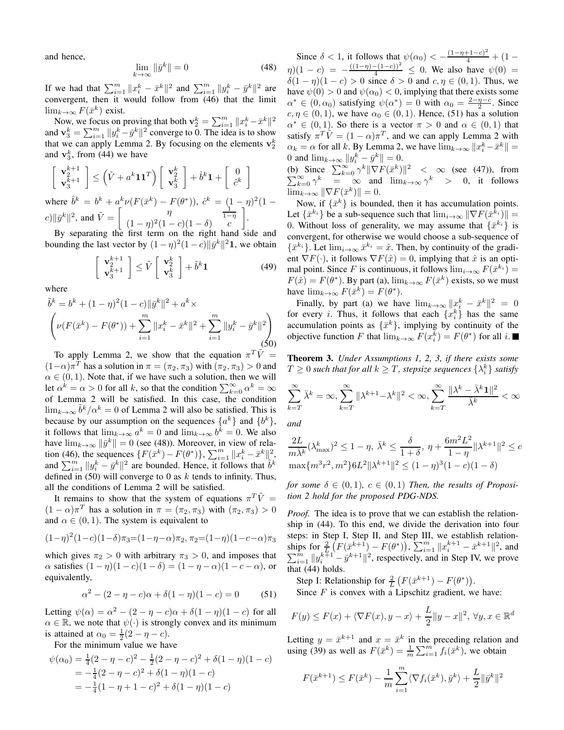and hence,

$$\lim_{k\to\infty} \|\bar{y}^k\| = 0 \tag{48}$$

If we had that $\sum_{i=1}^m \|x_i^k - \bar{x}^k\|^2$ and $\sum_{i=1}^m \|y_i^k - \bar{y}^k\|^2$ are convergent, then it would follow from (46) that the limit $\lim_{k\to\infty} F(\bar{x}^k)$ exist.

Now, we focus on proving that both $\mathbf{v}_2^k = \sum_{i=1}^m \|x_i^k - \bar{x}^k\|^2$ and $\mathbf{v}_3^k = \sum_{i=1}^m \|y_i^k - \bar{y}^k\|^2$ converge to 0. The idea is to show that we can apply Lemma 2. By focusing on the elements $\mathbf{v}_2^k$ and $\mathbf{v}_3^k$, from (44) we have

$$\begin{bmatrix} \mathbf{v}_2^{k+1} \\ \mathbf{v}_3^{k+1} \end{bmatrix} \le \left(\tilde{V} + a^k \mathbf{1}\mathbf{1}^T\right) \begin{bmatrix} \mathbf{v}_2^k \\ \mathbf{v}_3^k \end{bmatrix} + \hat{b}^k \mathbf{1} + \begin{bmatrix} 0 \\ \hat{c}^k \end{bmatrix}$$

where $\hat{b}^k = b^k + a^k \nu(F(\bar{x}^k) - F(\theta^*))$, $\hat{c}^k = (1-\eta)^2(1-c)\|\bar{y}^k\|^2$, and $\tilde{V} = \begin{bmatrix} \eta & \frac{1}{1-\eta} \\ (1-\eta)^2(1-c)(1-\delta) & c \end{bmatrix}$.

By separating the first term on the right hand side and bounding the last vector by $(1-\eta)^2(1-c)\|\bar{y}^k\|^2\mathbf{1}$, we obtain

$$\begin{bmatrix} \mathbf{v}_2^{k+1} \\ \mathbf{v}_3^{k+1} \end{bmatrix} \le \tilde{V} \begin{bmatrix} \mathbf{v}_2^k \\ \mathbf{v}_3^k \end{bmatrix} + \tilde{b}^k \mathbf{1} \tag{49}$$

where

$$\tilde{b}^k = b^k + (1-\eta)^2(1-c)\|\bar{y}^k\|^2 + a^k \times \left(\nu(F(\bar{x}^k) - F(\theta^*)) + \sum_{i=1}^m \|x_i^k - \bar{x}^k\|^2 + \sum_{i=1}^m \|y_i^k - \bar{y}^k\|^2\right) \tag{50}$$

To apply Lemma 2, we show that the equation $\pi^T \tilde{V} = (1-\alpha)\pi^T$ has a solution in $\pi = (\pi_2, \pi_3)$ with $(\pi_2, \pi_3) > 0$ and $\alpha \in (0,1)$. Note that, if we have such a solution, then we will let $\alpha^k = \alpha > 0$ for all $k$, so that the condition $\sum_{k=0}^\infty \alpha^k = \infty$ of Lemma 2 will be satisfied. In this case, the condition $\lim_{k\to\infty} \tilde{b}^k/\alpha^k = 0$ of Lemma 2 will also be satisfied. This is because by our assumption on the sequences $\{a^k\}$ and $\{b^k\}$, it follows that $\lim_{k\to\infty} a^k = 0$ and $\lim_{k\to\infty} b^k = 0$. We also have $\lim_{k\to\infty} \|\bar{y}^k\| = 0$ (see (48)). Moreover, in view of relation (46), the sequences $\{F(\bar{x}^k) - F(\theta^*)\}$, $\sum_{i=1}^m \|x_i^k - \bar{x}^k\|^2$, and $\sum_{i=1}^m \|y_i^k - \bar{y}^k\|^2$ are bounded. Hence, it follows that $\tilde{b}^k$ defined in (50) will converge to 0 as $k$ tends to infinity. Thus, all the conditions of Lemma 2 will be satisfied.

It remains to show that the system of equations $\pi^T \tilde{V} = (1-\alpha)\pi^T$ has a solution in $\pi = (\pi_2, \pi_3)$ with $(\pi_2, \pi_3) > 0$ and $\alpha \in (0,1)$. The system is equivalent to

$$(1-\eta)^2(1-c)(1-\delta)\pi_3 = (1-\eta-\alpha)\pi_2, \; \pi_2 = (1-\eta)(1-c-\alpha)\pi_3$$

which gives $\pi_2 > 0$ with arbitrary $\pi_3 > 0$, and imposes that $\alpha$ satisfies $(1-\eta)(1-c)(1-\delta) = (1-\eta-\alpha)(1-c-\alpha)$, or equivalently,

$$\alpha^2 - (2-\eta-c)\alpha + \delta(1-\eta)(1-c) = 0 \tag{51}$$

Letting $\psi(\alpha) = \alpha^2 - (2-\eta-c)\alpha + \delta(1-\eta)(1-c)$ for all $\alpha \in \mathbb{R}$, we note that $\psi(\cdot)$ is strongly convex and its minimum is attained at $\alpha_0 = \frac{1}{2}(2-\eta-c)$.

For the minimum value we have

$$\begin{aligned}
\psi(\alpha_0) &= \tfrac{1}{4}(2-\eta-c)^2 - \tfrac{1}{2}(2-\eta-c)^2 + \delta(1-\eta)(1-c) \\
&= -\tfrac{1}{4}(2-\eta-c)^2 + \delta(1-\eta)(1-c) \\
&= -\tfrac{1}{4}(1-\eta+1-c)^2 + \delta(1-\eta)(1-c)
\end{aligned}$$

Since $\delta < 1$, it follows that $\psi(\alpha_0) < -\frac{(1-\eta+1-c)^2}{4} + (1-\eta)(1-c) = -\frac{((1-\eta)-(1-c))^2}{4} \le 0$. We also have $\psi(0) = \delta(1-\eta)(1-c) > 0$ since $\delta > 0$ and $c, \eta \in (0,1)$. Thus, we have $\psi(0) > 0$ and $\psi(\alpha_0) < 0$, implying that there exists some $\alpha^* \in (0, \alpha_0)$ satisfying $\psi(\alpha^*) = 0$ with $\alpha_0 = \frac{2-\eta-c}{2}$. Since $c, \eta \in (0,1)$, we have $\alpha_0 \in (0,1)$. Hence, (51) has a solution $\alpha^* \in (0,1)$. So there is a vector $\pi > 0$ and $\alpha \in (0,1)$ that satisfy $\pi^T \tilde{V} = (1-\alpha)\pi^T$, and we can apply Lemma 2 with $\alpha_k = \alpha$ for all $k$. By Lemma 2, we have $\lim_{k\to\infty} \|x_i^k - \bar{x}^k\| = 0$ and $\lim_{k\to\infty} \|y_i^k - \bar{y}^k\| = 0$.

(b) Since $\sum_{k=0}^\infty \gamma^k \|\nabla F(\bar{x}^k)\|^2 < \infty$ (see (47)), from $\sum_{k=0}^\infty \gamma^k = \infty$ and $\lim_{k\to\infty} \gamma^k > 0$, it follows $\lim_{k\to\infty} \|\nabla F(\bar{x}^k)\| = 0$.

Now, if $\{\bar{x}^k\}$ is bounded, then it has accumulation points. Let $\{\bar{x}^{k_i}\}$ be a sub-sequence such that $\lim_{i\to\infty} \|\nabla F(\bar{x}^{k_i})\| = 0$. Without loss of generality, we may assume that $\{\bar{x}^{k_i}\}$ is convergent, for otherwise we would choose a sub-sequence of $\{\bar{x}^{k_i}\}$. Let $\lim_{i\to\infty} \bar{x}^{k_i} = \hat{x}$. Then, by continuity of the gradient $\nabla F(\cdot)$, it follows $\nabla F(\hat{x}) = 0$, implying that $\hat{x}$ is an optimal point. Since $F$ is continuous, it follows $\lim_{i\to\infty} F(\bar{x}^{k_i}) = F(\hat{x}) = F(\theta^*)$. By part (a), $\lim_{k\to\infty} F(\bar{x}^k)$ exists, so we must have $\lim_{k\to\infty} F(\bar{x}^k) = F(\theta^*)$.

Finally, by part (a) we have $\lim_{k\to\infty} \|x_i^k - \bar{x}^k\|^2 = 0$ for every $i$. Thus, it follows that each $\{x_i^k\}$ has the same accumulation points as $\{\bar{x}^k\}$, implying by continuity of the objective function $F$ that $\lim_{k\to\infty} F(x_i^k) = F(\theta^*)$ for all $i$. ■

**Theorem 3.** *Under Assumptions 1, 2, 3, if there exists some $T \ge 0$ such that for all $k \ge T$, stepsize sequences $\{\lambda_i^k\}$ satisfy*

$$\sum_{k=T}^\infty \bar{\lambda}^k = \infty, \sum_{k=T}^\infty \|\lambda^{k+1} - \lambda^k\|^2 < \infty, \sum_{k=T}^\infty \frac{\|\lambda^k - \bar{\lambda}^k \mathbf{1}\|^2}{\bar{\lambda}^k} < \infty$$

*and*

$$\frac{2L}{m\bar{\lambda}^k}(\lambda_{\max}^k)^2 \le 1-\eta, \; \bar{\lambda}^k \le \frac{\delta}{1+\delta}, \; \eta + \frac{6m^2L^2}{1-\eta}\|\lambda^{k+1}\|^2 \le c$$

$$\max\{m^3r^2, m^2\} 6L^2 \|\lambda^{k+1}\|^2 \le (1-\eta)^3(1-c)(1-\delta)$$

*for some $\delta \in (0,1)$, $c \in (0,1)$ Then, the results of Proposition 2 hold for the proposed PDG-NDS.*

*Proof.* The idea is to prove that we can establish the relationship in (44). To this end, we divide the derivation into four steps: in Step I, Step II, and Step III, we establish relationships for $\frac{2}{L}\left(F(\bar{x}^{k+1}) - F(\theta^*)\right)$, $\sum_{i=1}^m \|x_i^{k+1} - \bar{x}^{k+1}\|^2$, and $\sum_{i=1}^m \|y_i^{k+1} - \bar{y}^{k+1}\|^2$, respectively, and in Step IV, we prove that (44) holds.

Step I: Relationship for $\frac{2}{L}\left(F(\bar{x}^{k+1}) - F(\theta^*)\right)$.

Since $F$ is convex with a Lipschitz gradient, we have:

$$F(y) \le F(x) + \langle \nabla F(x), y - x \rangle + \frac{L}{2}\|y - x\|^2, \; \forall y, x \in \mathbb{R}^d$$

Letting $y = \bar{x}^{k+1}$ and $x = \bar{x}^k$ in the preceding relation and using (39) as well as $F(\bar{x}^k) = \frac{1}{m}\sum_{i=1}^m f_i(\bar{x}^k)$, we obtain

$$F(\bar{x}^{k+1}) \le F(\bar{x}^k) - \frac{1}{m}\sum_{i=1}^m \langle \nabla f_i(\bar{x}^k), \bar{y}^k \rangle + \frac{L}{2}\|\bar{y}^k\|^2$$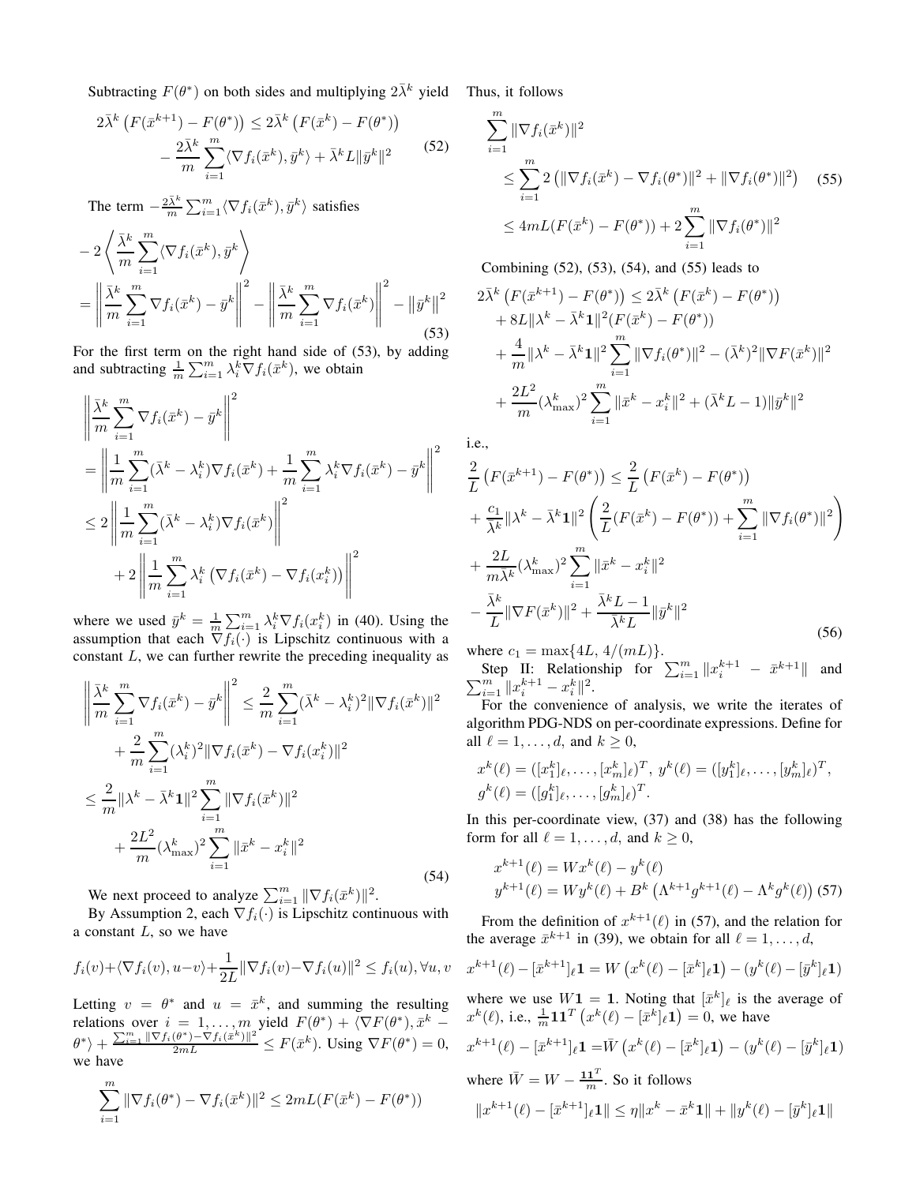Subtracting $F(\theta^*)$ on both sides and multiplying $2\bar{\lambda}^k$ yield

$$
\begin{aligned}
2\bar{\lambda}^k \left(F(\bar{x}^{k+1}) - F(\theta^*)\right) &\leq 2\bar{\lambda}^k \left(F(\bar{x}^k) - F(\theta^*)\right) \\
&- \frac{2\bar{\lambda}^k}{m}\sum_{i=1}^m \langle \nabla f_i(\bar{x}^k), \bar{y}^k\rangle + \bar{\lambda}^k L \|\bar{y}^k\|^2
\end{aligned} \tag{52}
$$

The term $-\frac{2\bar{\lambda}^k}{m}\sum_{i=1}^m \langle \nabla f_i(\bar{x}^k), \bar{y}^k\rangle$ satisfies

$$
\begin{aligned}
&-2\left\langle \frac{\bar{\lambda}^k}{m}\sum_{i=1}^m \langle \nabla f_i(\bar{x}^k), \bar{y}^k \right\rangle \\
&= \left\| \frac{\bar{\lambda}^k}{m}\sum_{i=1}^m \nabla f_i(\bar{x}^k) - \bar{y}^k \right\|^2 - \left\| \frac{\bar{\lambda}^k}{m}\sum_{i=1}^m \nabla f_i(\bar{x}^k) \right\|^2 - \|\bar{y}^k\|^2
\end{aligned} \tag{53}
$$

For the first term on the right hand side of (53), by adding and subtracting $\frac{1}{m}\sum_{i=1}^m \lambda_i^k \nabla f_i(\bar{x}^k)$, we obtain

$$
\begin{aligned}
&\left\| \frac{\bar{\lambda}^k}{m}\sum_{i=1}^m \nabla f_i(\bar{x}^k) - \bar{y}^k \right\|^2 \\
&= \left\| \frac{1}{m}\sum_{i=1}^m (\bar{\lambda}^k - \lambda_i^k)\nabla f_i(\bar{x}^k) + \frac{1}{m}\sum_{i=1}^m \lambda_i^k \nabla f_i(\bar{x}^k) - \bar{y}^k \right\|^2 \\
&\leq 2\left\| \frac{1}{m}\sum_{i=1}^m (\bar{\lambda}^k - \lambda_i^k)\nabla f_i(\bar{x}^k) \right\|^2 \\
&\quad + 2\left\| \frac{1}{m}\sum_{i=1}^m \lambda_i^k \left(\nabla f_i(\bar{x}^k) - \nabla f_i(x_i^k)\right) \right\|^2
\end{aligned}
$$

where we used $\bar{y}^k = \frac{1}{m}\sum_{i=1}^m \lambda_i^k \nabla f_i(x_i^k)$ in (40). Using the assumption that each $\nabla f_i(\cdot)$ is Lipschitz continuous with a constant $L$, we can further rewrite the preceding inequality as

$$
\begin{aligned}
&\left\| \frac{\bar{\lambda}^k}{m}\sum_{i=1}^m \nabla f_i(\bar{x}^k) - \bar{y}^k \right\|^2 \leq \frac{2}{m}\sum_{i=1}^m (\bar{\lambda}^k - \lambda_i^k)^2 \|\nabla f_i(\bar{x}^k)\|^2 \\
&\quad + \frac{2}{m}\sum_{i=1}^m (\lambda_i^k)^2 \|\nabla f_i(\bar{x}^k) - \nabla f_i(x_i^k)\|^2 \\
&\leq \frac{2}{m}\|\lambda^k - \bar{\lambda}^k \mathbf{1}\|^2 \sum_{i=1}^m \|\nabla f_i(\bar{x}^k)\|^2 \\
&\quad + \frac{2L^2}{m}(\lambda_{\max}^k)^2 \sum_{i=1}^m \|\bar{x}^k - x_i^k\|^2
\end{aligned} \tag{54}
$$

We next proceed to analyze $\sum_{i=1}^m \|\nabla f_i(\bar{x}^k)\|^2$.

By Assumption 2, each $\nabla f_i(\cdot)$ is Lipschitz continuous with a constant $L$, so we have

$$
f_i(v) + \langle \nabla f_i(v), u - v\rangle + \frac{1}{2L}\|\nabla f_i(v) - \nabla f_i(u)\|^2 \leq f_i(u), \forall u, v
$$

Letting $v = \theta^*$ and $u = \bar{x}^k$, and summing the resulting relations over $i = 1, \ldots, m$ yield $F(\theta^*) + \langle \nabla F(\theta^*), \bar{x}^k - \theta^*\rangle + \frac{\sum_{i=1}^m \|\nabla f_i(\theta^*) - \nabla f_i(\bar{x}^k)\|^2}{2mL} \leq F(\bar{x}^k)$. Using $\nabla F(\theta^*) = 0$, we have

$$
\sum_{i=1}^m \|\nabla f_i(\theta^*) - \nabla f_i(\bar{x}^k)\|^2 \leq 2mL(F(\bar{x}^k) - F(\theta^*))
$$

Thus, it follows

$$
\begin{aligned}
&\sum_{i=1}^m \|\nabla f_i(\bar{x}^k)\|^2 \\
&\leq \sum_{i=1}^m 2\left(\|\nabla f_i(\bar{x}^k) - \nabla f_i(\theta^*)\|^2 + \|\nabla f_i(\theta^*)\|^2\right) \\
&\leq 4mL(F(\bar{x}^k) - F(\theta^*)) + 2\sum_{i=1}^m \|\nabla f_i(\theta^*)\|^2
\end{aligned} \tag{55}
$$

Combining (52), (53), (54), and (55) leads to

$$
\begin{aligned}
&2\bar{\lambda}^k \left(F(\bar{x}^{k+1}) - F(\theta^*)\right) \leq 2\bar{\lambda}^k \left(F(\bar{x}^k) - F(\theta^*)\right) \\
&+ 8L\|\lambda^k - \bar{\lambda}^k \mathbf{1}\|^2 (F(\bar{x}^k) - F(\theta^*)) \\
&+ \frac{4}{m}\|\lambda^k - \bar{\lambda}^k \mathbf{1}\|^2 \sum_{i=1}^m \|\nabla f_i(\theta^*)\|^2 - (\bar{\lambda}^k)^2 \|\nabla F(\bar{x}^k)\|^2 \\
&+ \frac{2L^2}{m}(\lambda_{\max}^k)^2 \sum_{i=1}^m \|\bar{x}^k - x_i^k\|^2 + (\bar{\lambda}^k L - 1)\|\bar{y}^k\|^2
\end{aligned}
$$

i.e.,

$$
\begin{aligned}
&\frac{2}{L}\left(F(\bar{x}^{k+1}) - F(\theta^*)\right) \leq \frac{2}{L}\left(F(\bar{x}^k) - F(\theta^*)\right) \\
&+ \frac{c_1}{\bar{\lambda}^k}\|\lambda^k - \bar{\lambda}^k \mathbf{1}\|^2 \left(\frac{2}{L}(F(\bar{x}^k) - F(\theta^*)) + \sum_{i=1}^m \|\nabla f_i(\theta^*)\|^2\right) \\
&+ \frac{2L}{m\bar{\lambda}^k}(\lambda_{\max}^k)^2 \sum_{i=1}^m \|\bar{x}^k - x_i^k\|^2 \\
&- \frac{\bar{\lambda}^k}{L}\|\nabla F(\bar{x}^k)\|^2 + \frac{\bar{\lambda}^k L - 1}{\bar{\lambda}^k L}\|\bar{y}^k\|^2
\end{aligned} \tag{56}
$$

where $c_1 = \max\{4L, 4/(mL)\}$.

Step II: Relationship for $\sum_{i=1}^m \|x_i^{k+1} - \bar{x}^{k+1}\|$ and $\sum_{i=1}^m \|x_i^{k+1} - x_i^k\|^2$.

For the convenience of analysis, we write the iterates of algorithm PDG-NDS on per-coordinate expressions. Define for all $\ell = 1, \ldots, d$, and $k \geq 0$,

$$
x^k(\ell) = ([x_1^k]_\ell, \ldots, [x_m^k]_\ell)^T,\ y^k(\ell) = ([y_1^k]_\ell, \ldots, [y_m^k]_\ell)^T,
$$
$$
g^k(\ell) = ([g_1^k]_\ell, \ldots, [g_m^k]_\ell)^T.
$$

In this per-coordinate view, (37) and (38) has the following form for all $\ell = 1, \ldots, d$, and $k \geq 0$,

$$
\begin{aligned}
x^{k+1}(\ell) &= W x^k(\ell) - y^k(\ell) \\
y^{k+1}(\ell) &= W y^k(\ell) + B^k \left(\Lambda^{k+1} g^{k+1}(\ell) - \Lambda^k g^k(\ell)\right)
\end{aligned} \tag{57}
$$

From the definition of $x^{k+1}(\ell)$ in (57), and the relation for the average $\bar{x}^{k+1}$ in (39), we obtain for all $\ell = 1, \ldots, d$,

$$
x^{k+1}(\ell) - [\bar{x}^{k+1}]_\ell \mathbf{1} = W\left(x^k(\ell) - [\bar{x}^k]_\ell \mathbf{1}\right) - (y^k(\ell) - [\bar{y}^k]_\ell \mathbf{1})
$$

where we use $W\mathbf{1} = \mathbf{1}$. Noting that $[\bar{x}^k]_\ell$ is the average of $x^k(\ell)$, i.e., $\frac{1}{m}\mathbf{1}\mathbf{1}^T\left(x^k(\ell) - [\bar{x}^k]_\ell \mathbf{1}\right) = 0$, we have

$$
x^{k+1}(\ell) - [\bar{x}^{k+1}]_\ell \mathbf{1} = \bar{W}\left(x^k(\ell) - [\bar{x}^k]_\ell \mathbf{1}\right) - (y^k(\ell) - [\bar{y}^k]_\ell \mathbf{1})
$$

where $\bar{W} = W - \frac{\mathbf{1}\mathbf{1}^T}{m}$. So it follows

$$
\|x^{k+1}(\ell) - [\bar{x}^{k+1}]_\ell \mathbf{1}\| \leq \eta\|x^k - \bar{x}^k \mathbf{1}\| + \|y^k(\ell) - [\bar{y}^k]_\ell \mathbf{1}\|
$$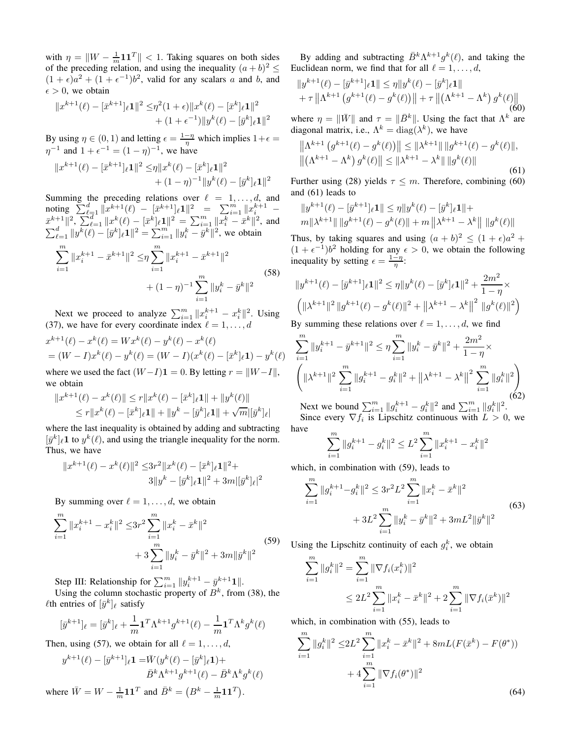with $\eta = \|W - \frac{1}{m}\mathbf{1}\mathbf{1}^T\| < 1$. Taking squares on both sides of the preceding relation, and using the inequality $(a+b)^2 \le (1+\epsilon)a^2 + (1+\epsilon^{-1})b^2$, valid for any scalars $a$ and $b$, and $\epsilon > 0$, we obtain

$$\|x^{k+1}(\ell) - [\bar{x}^{k+1}]_\ell \mathbf{1}\|^2 \le \eta^2(1+\epsilon)\|x^k(\ell) - [\bar{x}^k]_\ell \mathbf{1}\|^2 + (1+\epsilon^{-1})\|y^k(\ell) - [\bar{y}^k]_\ell \mathbf{1}\|^2$$

By using $\eta \in (0,1)$ and letting $\epsilon = \frac{1-\eta}{\eta}$ which implies $1+\epsilon = \eta^{-1}$ and $1+\epsilon^{-1} = (1-\eta)^{-1}$, we have

$$\|x^{k+1}(\ell) - [\bar{x}^{k+1}]_\ell \mathbf{1}\|^2 \le \eta\|x^k(\ell) - [\bar{x}^k]_\ell \mathbf{1}\|^2 + (1-\eta)^{-1}\|y^k(\ell) - [\bar{y}^k]_\ell \mathbf{1}\|^2$$

Summing the preceding relations over $\ell = 1,\ldots,d$, and noting $\sum_{\ell=1}^d \|x^{k+1}(\ell) - [\bar{x}^{k+1}]_\ell \mathbf{1}\|^2 = \sum_{i=1}^m \|x_i^{k+1} - \bar{x}^{k+1}\|^2$, $\sum_{\ell=1}^d \|x^k(\ell) - [\bar{x}^k]_\ell \mathbf{1}\|^2 = \sum_{i=1}^m \|x_i^k - \bar{x}^k\|^2$, and $\sum_{\ell=1}^d \|y^k(\ell) - [\bar{y}^k]_\ell \mathbf{1}\|^2 = \sum_{i=1}^m \|y_i^k - \bar{y}^k\|^2$, we obtain

$$\sum_{i=1}^m \|x_i^{k+1} - \bar{x}^{k+1}\|^2 \le \eta \sum_{i=1}^m \|x_i^{k+1} - \bar{x}^{k+1}\|^2 + (1-\eta)^{-1}\sum_{i=1}^m \|y_i^k - \bar{y}^k\|^2 \tag{58}$$

Next we proceed to analyze $\sum_{i=1}^m \|x_i^{k+1} - x_i^k\|^2$. Using (37), we have for every coordinate index $\ell = 1,\ldots,d$

$$x^{k+1}(\ell) - x^k(\ell) = Wx^k(\ell) - y^k(\ell) - x^k(\ell)$$
$$= (W-I)x^k(\ell) - y^k(\ell) = (W-I)(x^k(\ell) - [\bar{x}^k]_\ell \mathbf{1}) - y^k(\ell)$$

where we used the fact $(W-I)\mathbf{1} = 0$. By letting $r = \|W - I\|$, we obtain

$$\|x^{k+1}(\ell) - x^k(\ell)\| \le r\|x^k(\ell) - [\bar{x}^k]_\ell \mathbf{1}\| + \|y^k(\ell)\|$$
$$\le r\|x^k(\ell) - [\bar{x}^k]_\ell \mathbf{1}\| + \|y^k - [\bar{y}^k]_\ell \mathbf{1}\| + \sqrt{m}|[\bar{y}^k]_\ell|$$

where the last inequality is obtained by adding and subtracting $[\bar{y}^k]_\ell \mathbf{1}$ to $y^k(\ell)$, and using the triangle inequality for the norm. Thus, we have

$$\|x^{k+1}(\ell) - x^k(\ell)\|^2 \le 3r^2\|x^k(\ell) - [\bar{x}^k]_\ell \mathbf{1}\|^2 + 3\|y^k - [\bar{y}^k]_\ell \mathbf{1}\|^2 + 3m|[\bar{y}^k]_\ell|^2$$

By summing over $\ell = 1,\ldots,d$, we obtain

$$\sum_{i=1}^m \|x_i^{k+1} - x_i^k\|^2 \le 3r^2 \sum_{i=1}^m \|x_i^k - \bar{x}^k\|^2 + 3\sum_{i=1}^m \|y_i^k - \bar{y}^k\|^2 + 3m\|\bar{y}^k\|^2 \tag{59}$$

Step III: Relationship for $\sum_{i=1}^m \|y_i^{k+1} - \bar{y}^{k+1}\mathbf{1}\|$.

Using the column stochastic property of $B^k$, from (38), the $\ell$th entries of $[\bar{y}^k]_\ell$ satisfy

$$[\bar{y}^{k+1}]_\ell = [\bar{y}^k]_\ell + \frac{1}{m}\mathbf{1}^T\Lambda^{k+1}g^{k+1}(\ell) - \frac{1}{m}\mathbf{1}^T\Lambda^k g^k(\ell)$$

Then, using (57), we obtain for all $\ell = 1,\ldots,d$,

$$y^{k+1}(\ell) - [\bar{y}^{k+1}]_\ell \mathbf{1} = \bar{W}(y^k(\ell) - [\bar{y}^k]_\ell \mathbf{1}) + \bar{B}^k\Lambda^{k+1}g^{k+1}(\ell) - \bar{B}^k\Lambda^k g^k(\ell)$$

where $\bar{W} = W - \frac{1}{m}\mathbf{1}\mathbf{1}^T$ and $\bar{B}^k = \left(B^k - \frac{1}{m}\mathbf{1}\mathbf{1}^T\right)$.

By adding and subtracting $\bar{B}^k\Lambda^{k+1}g^k(\ell)$, and taking the Euclidean norm, we find that for all $\ell = 1,\ldots,d$,

$$\|y^{k+1}(\ell) - [\bar{y}^{k+1}]_\ell \mathbf{1}\| \le \eta\|y^k(\ell) - [\bar{y}^k]_\ell \mathbf{1}\| + \tau\left\|\Lambda^{k+1}\left(g^{k+1}(\ell) - g^k(\ell)\right)\right\| + \tau\left\|\left(\Lambda^{k+1} - \Lambda^k\right)g^k(\ell)\right\| \tag{60}$$

where $\eta = \|\bar{W}\|$ and $\tau = \|\bar{B}^k\|$. Using the fact that $\Lambda^k$ are diagonal matrix, i.e., $\Lambda^k = \mathrm{diag}(\lambda^k)$, we have

$$\left\|\Lambda^{k+1}\left(g^{k+1}(\ell) - g^k(\ell)\right)\right\| \le \|\lambda^{k+1}\|\,\|g^{k+1}(\ell) - g^k(\ell)\|,$$
$$\left\|\left(\Lambda^{k+1} - \Lambda^k\right)g^k(\ell)\right\| \le \|\lambda^{k+1} - \lambda^k\|\,\|g^k(\ell)\| \tag{61}$$

Further using (28) yields $\tau \le m$. Therefore, combining (60) and (61) leads to

$$\|y^{k+1}(\ell) - [\bar{y}^{k+1}]_\ell \mathbf{1}\| \le \eta\|y^k(\ell) - [\bar{y}^k]_\ell \mathbf{1}\| + m\|\lambda^{k+1}\|\,\|g^{k+1}(\ell) - g^k(\ell)\| + m\left\|\lambda^{k+1} - \lambda^k\right\|\,\|g^k(\ell)\|$$

Thus, by taking squares and using $(a+b)^2 \le (1+\epsilon)a^2 + (1+\epsilon^{-1})b^2$ holding for any $\epsilon > 0$, we obtain the following inequality by setting $\epsilon = \frac{1-\eta}{\eta}$:

$$\|y^{k+1}(\ell) - [\bar{y}^{k+1}]_\ell \mathbf{1}\|^2 \le \eta\|y^k(\ell) - [\bar{y}^k]_\ell \mathbf{1}\|^2 + \frac{2m^2}{1-\eta}\times \left(\|\lambda^{k+1}\|^2\,\|g^{k+1}(\ell) - g^k(\ell)\|^2 + \left\|\lambda^{k+1} - \lambda^k\right\|^2\,\|g^k(\ell)\|^2\right)$$

By summing these relations over $\ell = 1,\ldots,d$, we find

$$\sum_{i=1}^m \|y_i^{k+1} - \bar{y}^{k+1}\|^2 \le \eta\sum_{i=1}^m \|y_i^k - \bar{y}^k\|^2 + \frac{2m^2}{1-\eta}\times \left(\|\lambda^{k+1}\|^2 \sum_{i=1}^m \|g_i^{k+1} - g_i^k\|^2 + \left\|\lambda^{k+1} - \lambda^k\right\|^2 \sum_{i=1}^m \|g_i^k\|^2\right) \tag{62}$$

Next we bound $\sum_{i=1}^m \|g_i^{k+1} - g_i^k\|^2$ and $\sum_{i=1}^m \|g_i^k\|^2$.

Since every $\nabla f_i$ is Lipschitz continuous with $L > 0$, we have

$$\sum_{i=1}^m \|g_i^{k+1} - g_i^k\|^2 \le L^2 \sum_{i=1}^m \|x_i^{k+1} - x_i^k\|^2$$

which, in combination with (59), leads to

$$\sum_{i=1}^m \|g_i^{k+1} - g_i^k\|^2 \le 3r^2L^2 \sum_{i=1}^m \|x_i^k - \bar{x}^k\|^2 + 3L^2\sum_{i=1}^m \|y_i^k - \bar{y}^k\|^2 + 3mL^2\|\bar{y}^k\|^2 \tag{63}$$

Using the Lipschitz continuity of each $g_i^k$, we obtain

$$\sum_{i=1}^m \|g_i^k\|^2 = \sum_{i=1}^m \|\nabla f_i(x_i^k)\|^2 \le 2L^2\sum_{i=1}^m \|x_i^k - \bar{x}^k\|^2 + 2\sum_{i=1}^m \|\nabla f_i(\bar{x}^k)\|^2$$

which, in combination with (55), leads to

$$\sum_{i=1}^m \|g_i^k\|^2 \le 2L^2\sum_{i=1}^m \|x_i^k - \bar{x}^k\|^2 + 8mL(F(\bar{x}^k) - F(\theta^*)) + 4\sum_{i=1}^m \|\nabla f_i(\theta^*)\|^2 \tag{64}$$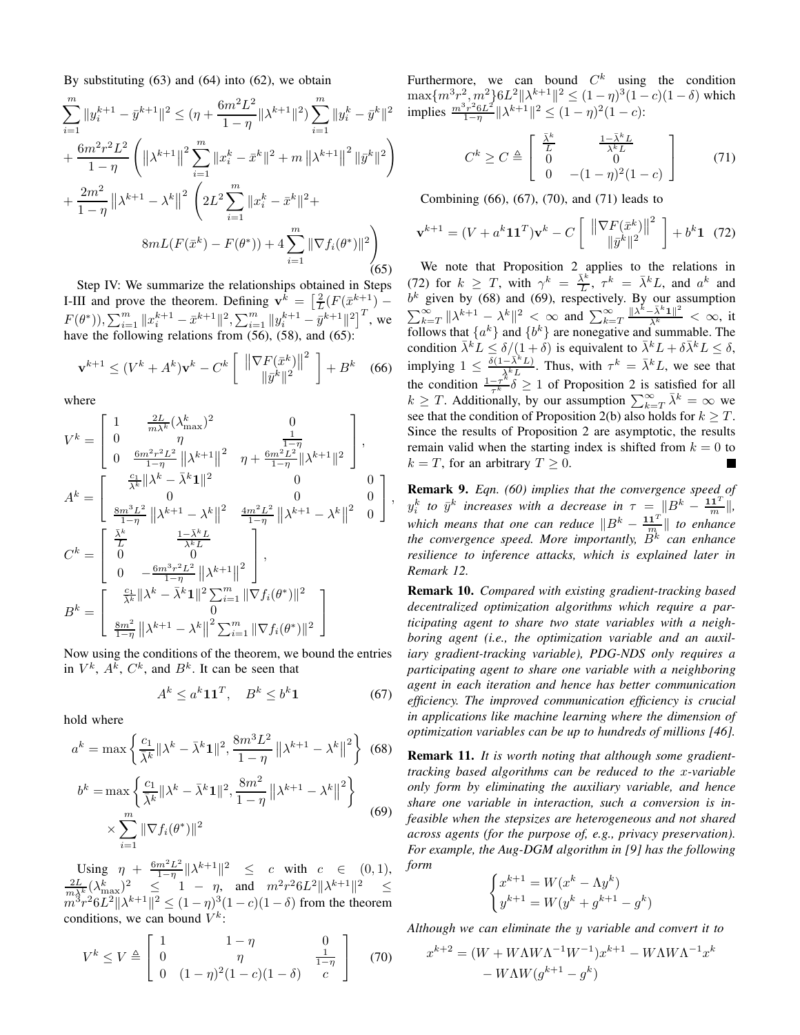By substituting (63) and (64) into (62), we obtain

$$
\begin{aligned}
\sum_{i=1}^{m}\|y_i^{k+1}-\bar{y}^{k+1}\|^2 &\le (\eta+\frac{6m^2L^2}{1-\eta}\|\lambda^{k+1}\|^2)\sum_{i=1}^{m}\|y_i^k-\bar{y}^k\|^2 \\
&+\frac{6m^2r^2L^2}{1-\eta}\left(\left\|\lambda^{k+1}\right\|^2\sum_{i=1}^{m}\|x_i^k-\bar{x}^k\|^2+m\left\|\lambda^{k+1}\right\|^2\|\bar{y}^k\|^2\right) \\
&+\frac{2m^2}{1-\eta}\left\|\lambda^{k+1}-\lambda^k\right\|^2\left(2L^2\sum_{i=1}^{m}\|x_i^k-\bar{x}^k\|^2+\right. \\
&\left. 8mL(F(\bar{x}^k)-F(\theta^*))+4\sum_{i=1}^{m}\|\nabla f_i(\theta^*)\|^2\right)
\end{aligned}
\tag{65}
$$

Step IV: We summarize the relationships obtained in Steps I-III and prove the theorem. Defining $\mathbf{v}^k=\left[\frac{2}{L}(F(\bar{x}^{k+1})-F(\theta^*)),\sum_{i=1}^{m}\|x_i^{k+1}-\bar{x}^{k+1}\|^2,\sum_{i=1}^{m}\|y_i^{k+1}-\bar{y}^{k+1}\|^2\right]^T$, we have the following relations from (56), (58), and (65):

$$
\mathbf{v}^{k+1}\le(V^k+A^k)\mathbf{v}^k-C^k\left[\begin{array}{c}\left\|\nabla F(\bar{x}^k)\right\|^2\\ \|\bar{y}^k\|^2\end{array}\right]+B^k \tag{66}
$$

where

$$
V^k=\left[\begin{array}{ccc}1 & \frac{2L}{m\bar{\lambda}^k}(\lambda^k_{\max})^2 & 0\\ 0 & \eta & \frac{1}{1-\eta}\\ 0 & \frac{6m^2r^2L^2}{1-\eta}\left\|\lambda^{k+1}\right\|^2 & \eta+\frac{6m^2L^2}{1-\eta}\|\lambda^{k+1}\|^2\end{array}\right],
$$

$$
A^k=\left[\begin{array}{ccc}\frac{c_1}{\bar{\lambda}^k}\|\lambda^k-\bar{\lambda}^k\mathbf{1}\|^2 & 0 & 0\\ 0 & 0 & 0\\ \frac{8m^3L^2}{1-\eta}\left\|\lambda^{k+1}-\lambda^k\right\|^2 & \frac{4m^2L^2}{1-\eta}\left\|\lambda^{k+1}-\lambda^k\right\|^2 & 0\end{array}\right],
$$

$$
C^k=\left[\begin{array}{cc}\frac{\bar{\lambda}^k}{L} & \frac{1-\bar{\lambda}^kL}{\bar{\lambda}^kL}\\ 0 & 0\\ 0 & -\frac{6m^3r^2L^2}{1-\eta}\left\|\lambda^{k+1}\right\|^2\end{array}\right],
$$

$$
B^k=\left[\begin{array}{c}\frac{c_1}{\bar{\lambda}^k}\|\lambda^k-\bar{\lambda}^k\mathbf{1}\|^2\sum_{i=1}^{m}\|\nabla f_i(\theta^*)\|^2\\ 0\\ \frac{8m^2}{1-\eta}\left\|\lambda^{k+1}-\lambda^k\right\|^2\sum_{i=1}^{m}\|\nabla f_i(\theta^*)\|^2\end{array}\right]
$$

Now using the conditions of the theorem, we bound the entries in $V^k$, $A^k$, $C^k$, and $B^k$. It can be seen that

$$
A^k\le a^k\mathbf{1}\mathbf{1}^T,\quad B^k\le b^k\mathbf{1} \tag{67}
$$

hold where

$$
a^k=\max\left\{\frac{c_1}{\bar{\lambda}^k}\|\lambda^k-\bar{\lambda}^k\mathbf{1}\|^2,\frac{8m^3L^2}{1-\eta}\left\|\lambda^{k+1}-\lambda^k\right\|^2\right\} \tag{68}
$$

$$
b^k=\max\left\{\frac{c_1}{\bar{\lambda}^k}\|\lambda^k-\bar{\lambda}^k\mathbf{1}\|^2,\frac{8m^2}{1-\eta}\left\|\lambda^{k+1}-\lambda^k\right\|^2\right\}\times\sum_{i=1}^{m}\|\nabla f_i(\theta^*)\|^2 \tag{69}
$$

Using $\eta+\frac{6m^2L^2}{1-\eta}\|\lambda^{k+1}\|^2\le c$ with $c\in(0,1)$, $\frac{2L}{m\bar{\lambda}^k}(\lambda^k_{\max})^2\le 1-\eta$, and $m^2r^26L^2\|\lambda^{k+1}\|^2\le m^3r^26L^2\|\lambda^{k+1}\|^2\le(1-\eta)^3(1-c)(1-\delta)$ from the theorem conditions, we can bound $V^k$:

$$
V^k\le V\triangleq\left[\begin{array}{ccc}1 & 1-\eta & 0\\ 0 & \eta & \frac{1}{1-\eta}\\ 0 & (1-\eta)^2(1-c)(1-\delta) & c\end{array}\right] \tag{70}
$$

Furthermore, we can bound $C^k$ using the condition $\max\{m^3r^2,m^2\}6L^2\|\lambda^{k+1}\|^2\le(1-\eta)^3(1-c)(1-\delta)$ which implies $\frac{m^3r^26L^2}{1-\eta}\|\lambda^{k+1}\|^2\le(1-\eta)^2(1-c)$:

$$
C^k\ge C\triangleq\left[\begin{array}{cc}\frac{\bar{\lambda}^k}{L} & \frac{1-\bar{\lambda}^kL}{\bar{\lambda}^kL}\\ 0 & 0\\ 0 & -(1-\eta)^2(1-c)\end{array}\right] \tag{71}
$$

Combining (66), (67), (70), and (71) leads to

$$
\mathbf{v}^{k+1}=(V+a^k\mathbf{1}\mathbf{1}^T)\mathbf{v}^k-C\left[\begin{array}{c}\left\|\nabla F(\bar{x}^k)\right\|^2\\ \|\bar{y}^k\|^2\end{array}\right]+b^k\mathbf{1} \tag{72}
$$

We note that Proposition 2 applies to the relations in (72) for $k\ge T$, with $\gamma^k=\frac{\bar{\lambda}^k}{L}$, $\tau^k=\bar{\lambda}^kL$, and $a^k$ and $b^k$ given by (68) and (69), respectively. By our assumption $\sum_{k=T}^{\infty}\|\lambda^{k+1}-\lambda^k\|^2<\infty$ and $\sum_{k=T}^{\infty}\frac{\|\lambda^k-\bar{\lambda}^k\mathbf{1}\|^2}{\bar{\lambda}^k}<\infty$, it follows that $\{a^k\}$ and $\{b^k\}$ are nonegative and summable. The condition $\bar{\lambda}^kL\le\delta/(1+\delta)$ is equivalent to $\bar{\lambda}^kL+\delta\bar{\lambda}^kL\le\delta$, implying $1\le\frac{\delta(1-\bar{\lambda}^kL)}{\bar{\lambda}^kL}$. Thus, with $\tau^k=\bar{\lambda}^kL$, we see that the condition $\frac{1-\tau^k}{\tau^k}\delta\ge1$ of Proposition 2 is satisfied for all $k\ge T$. Additionally, by our assumption $\sum_{k=T}^{\infty}\bar{\lambda}^k=\infty$ we see that the condition of Proposition 2(b) also holds for $k\ge T$. Since the results of Proposition 2 are asymptotic, the results remain valid when the starting index is shifted from $k=0$ to $k=T$, for an arbitrary $T\ge0$. ■

**Remark 9.** *Eqn. (60) implies that the convergence speed of $y_i^k$ to $\bar{y}^k$ increases with a decrease in $\tau=\|B^k-\frac{\mathbf{1}\mathbf{1}^T}{m}\|$, which means that one can reduce $\|B^k-\frac{\mathbf{1}\mathbf{1}^T}{m}\|$ to enhance the convergence speed. More importantly, $B^k$ can enhance resilience to inference attacks, which is explained later in Remark 12.*

**Remark 10.** *Compared with existing gradient-tracking based decentralized optimization algorithms which require a participating agent to share two state variables with a neighboring agent (i.e., the optimization variable and an auxiliary gradient-tracking variable), PDG-NDS only requires a participating agent to share one variable with a neighboring agent in each iteration and hence has better communication efficiency. The improved communication efficiency is crucial in applications like machine learning where the dimension of optimization variables can be up to hundreds of millions [46].*

**Remark 11.** *It is worth noting that although some gradient-tracking based algorithms can be reduced to the $x$-variable only form by eliminating the auxiliary variable, and hence share one variable in interaction, such a conversion is infeasible when the stepsizes are heterogeneous and not shared across agents (for the purpose of, e.g., privacy preservation). For example, the Aug-DGM algorithm in [9] has the following form*

$$
\begin{cases}x^{k+1}=W(x^k-\Lambda y^k)\\ y^{k+1}=W(y^k+g^{k+1}-g^k)\end{cases}
$$

*Although we can eliminate the $y$ variable and convert it to*

$$
\begin{aligned}
x^{k+2}=&(W+W\Lambda W\Lambda^{-1}W^{-1})x^{k+1}-W\Lambda W\Lambda^{-1}x^k\\
&-W\Lambda W(g^{k+1}-g^k)
\end{aligned}
$$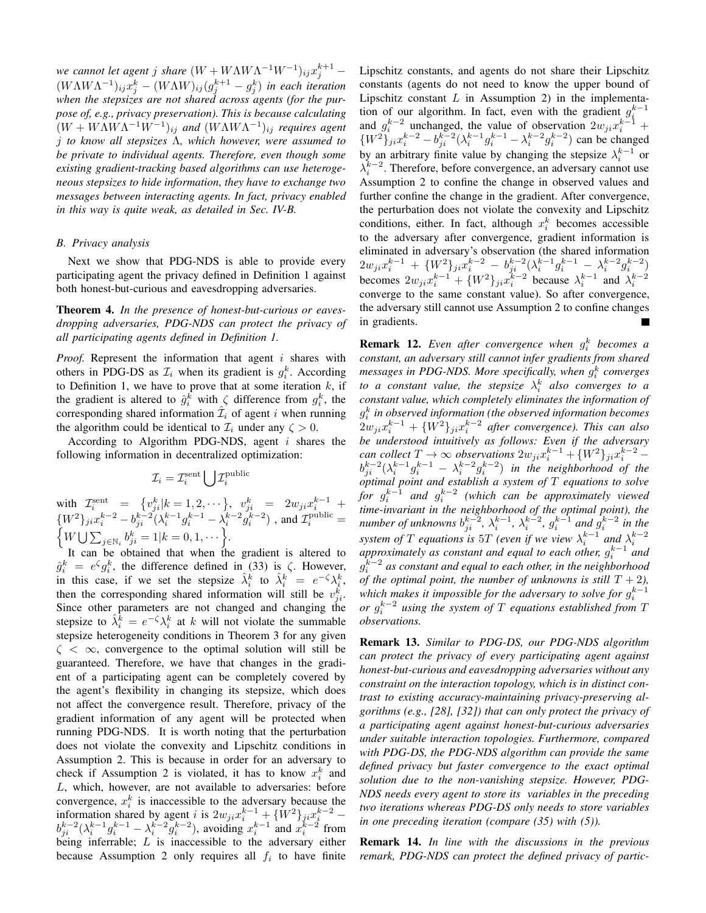*we cannot let agent $j$ share $(W + W\Lambda W\Lambda^{-1}W^{-1})_{ij}x_j^{k+1} - (W\Lambda W\Lambda^{-1})_{ij}x_j^k - (W\Lambda W)_{ij}(g_j^{k+1} - g_j^k)$ in each iteration when the stepsizes are not shared across agents (for the purpose of, e.g., privacy preservation). This is because calculating $(W + W\Lambda W\Lambda^{-1}W^{-1})_{ij}$ and $(W\Lambda W\Lambda^{-1})_{ij}$ requires agent $j$ to know all stepsizes $\Lambda$, which however, were assumed to be private to individual agents. Therefore, even though some existing gradient-tracking based algorithms can use heterogeneous stepsizes to hide information, they have to exchange two messages between interacting agents. In fact, privacy enabled in this way is quite weak, as detailed in Sec. IV-B.*

### B. Privacy analysis

Next we show that PDG-NDS is able to provide every participating agent the privacy defined in Definition 1 against both honest-but-curious and eavesdropping adversaries.

**Theorem 4.** *In the presence of honest-but-curious or eavesdropping adversaries, PDG-NDS can protect the privacy of all participating agents defined in Definition 1.*

*Proof.* Represent the information that agent $i$ shares with others in PDG-DS as $\mathcal{I}_i$ when its gradient is $g_i^k$. According to Definition 1, we have to prove that at some iteration $k$, if the gradient is altered to $\hat{g}_i^k$ with $\zeta$ difference from $g_i^k$, the corresponding shared information $\hat{\mathcal{I}}_i$ of agent $i$ when running the algorithm could be identical to $\mathcal{I}_i$ under any $\zeta > 0$.

According to Algorithm PDG-NDS, agent $i$ shares the following information in decentralized optimization:

$$\mathcal{I}_i = \mathcal{I}_i^{\text{sent}} \bigcup \mathcal{I}_i^{\text{public}}$$

with $\mathcal{I}_i^{\text{sent}} = \{v_{ji}^k | k = 1, 2, \cdots\}$, $v_{ji}^k = 2w_{ji}x_i^{k-1} + \{W^2\}_{ji}x_i^{k-2} - b_{ji}^{k-2}(\lambda_i^{k-1}g_i^{k-1} - \lambda_i^{k-2}g_i^{k-2})$, and $\mathcal{I}_i^{\text{public}} = \left\{W \bigcup \sum_{j\in\mathbb{N}_i} b_{ji}^k = 1 | k = 0, 1, \cdots\right\}$.

It can be obtained that when the gradient is altered to $\hat{g}_i^k = e^{\zeta}g_i^k$, the difference defined in (33) is $\zeta$. However, in this case, if we set the stepsize $\hat{\lambda}_i^k$ to $\hat{\lambda}_i^k = e^{-\zeta}\lambda_i^k$, then the corresponding shared information will still be $v_{ji}^k$. Since other parameters are not changed and changing the stepsize to $\hat{\lambda}_i^k = e^{-\zeta}\lambda_i^k$ at $k$ will not violate the summable stepsize heterogeneity conditions in Theorem 3 for any given $\zeta < \infty$, convergence to the optimal solution will still be guaranteed. Therefore, we have that changes in the gradient of a participating agent can be completely covered by the agent's flexibility in changing its stepsize, which does not affect the convergence result. Therefore, privacy of the gradient information of any agent will be protected when running PDG-NDS. It is worth noting that the perturbation does not violate the convexity and Lipschitz conditions in Assumption 2. This is because in order for an adversary to check if Assumption 2 is violated, it has to know $x_i^k$ and $L$, which, however, are not available to adversaries: before convergence, $x_i^k$ is inaccessible to the adversary because the information shared by agent $i$ is $2w_{ji}x_i^{k-1} + \{W^2\}_{ji}x_i^{k-2} - b_{ji}^{k-2}(\lambda_i^{k-1}g_i^{k-1} - \lambda_i^{k-2}g_i^{k-2})$, avoiding $x_i^{k-1}$ and $x_i^{k-2}$ from being inferrable; $L$ is inaccessible to the adversary either because Assumption 2 only requires all $f_i$ to have finite Lipschitz constants, and agents do not share their Lipschitz constants (agents do not need to know the upper bound of Lipschitz constant $L$ in Assumption 2) in the implementation of our algorithm. In fact, even with the gradient $g_i^{k-1}$ and $g_i^{k-2}$ unchanged, the value of observation $2w_{ji}x_i^{k-1} + \{W^2\}_{ji}x_i^{k-2} - b_{ji}^{k-2}(\lambda_i^{k-1}g_i^{k-1} - \lambda_i^{k-2}g_i^{k-2})$ can be changed by an arbitrary finite value by changing the stepsize $\lambda_i^{k-1}$ or $\lambda_i^{k-2}$. Therefore, before convergence, an adversary cannot use Assumption 2 to confine the change in observed values and further confine the change in the gradient. After convergence, the perturbation does not violate the convexity and Lipschitz conditions, either. In fact, although $x_i^k$ becomes accessible to the adversary after convergence, gradient information is eliminated in adversary's observation (the shared information $2w_{ji}x_i^{k-1} + \{W^2\}_{ji}x_i^{k-2} - b_{ji}^{k-2}(\lambda_i^{k-1}g_i^{k-1} - \lambda_i^{k-2}g_i^{k-2})$ becomes $2w_{ji}x_i^{k-1} + \{W^2\}_{ji}x_i^{k-2}$ because $\lambda_i^{k-1}$ and $\lambda_i^{k-2}$ converge to the same constant value). So after convergence, the adversary still cannot use Assumption 2 to confine changes in gradients. ■

**Remark 12.** *Even after convergence when $g_i^k$ becomes a constant, an adversary still cannot infer gradients from shared messages in PDG-NDS. More specifically, when $g_i^k$ converges to a constant value, the stepsize $\lambda_i^k$ also converges to a constant value, which completely eliminates the information of $g_i^k$ in observed information (the observed information becomes $2w_{ji}x_i^{k-1} + \{W^2\}_{ji}x_i^{k-2}$ after convergence). This can also be understood intuitively as follows: Even if the adversary can collect $T \to \infty$ observations $2w_{ji}x_i^{k-1} + \{W^2\}_{ji}x_i^{k-2} - b_{ji}^{k-2}(\lambda_i^{k-1}g_i^{k-1} - \lambda_i^{k-2}g_i^{k-2})$ in the neighborhood of the optimal point and establish a system of $T$ equations to solve for $g_i^{k-1}$ and $g_i^{k-2}$ (which can be approximately viewed time-invariant in the neighborhood of the optimal point), the number of unknowns $b_{ji}^{k-2}$, $\lambda_i^{k-1}$, $\lambda_i^{k-2}$, $g_i^{k-1}$ and $g_i^{k-2}$ in the system of $T$ equations is $5T$ (even if we view $\lambda_i^{k-1}$ and $\lambda_i^{k-2}$ approximately as constant and equal to each other, $g_i^{k-1}$ and $g_i^{k-2}$ as constant and equal to each other, in the neighborhood of the optimal point, the number of unknowns is still $T+2$), which makes it impossible for the adversary to solve for $g_i^{k-1}$ or $g_i^{k-2}$ using the system of $T$ equations established from $T$ observations.*

**Remark 13.** *Similar to PDG-DS, our PDG-NDS algorithm can protect the privacy of every participating agent against honest-but-curious and eavesdropping adversaries without any constraint on the interaction topology, which is in distinct contrast to existing accuracy-maintaining privacy-preserving algorithms (e.g., [28], [32]) that can only protect the privacy of a participating agent against honest-but-curious adversaries under suitable interaction topologies. Furthermore, compared with PDG-DS, the PDG-NDS algorithm can provide the same defined privacy but faster convergence to the exact optimal solution due to the non-vanishing stepsize. However, PDG-NDS needs every agent to store its variables in the preceding two iterations whereas PDG-DS only needs to store variables in one preceding iteration (compare (35) with (5)).*

**Remark 14.** *In line with the discussions in the previous remark, PDG-NDS can protect the defined privacy of partic-*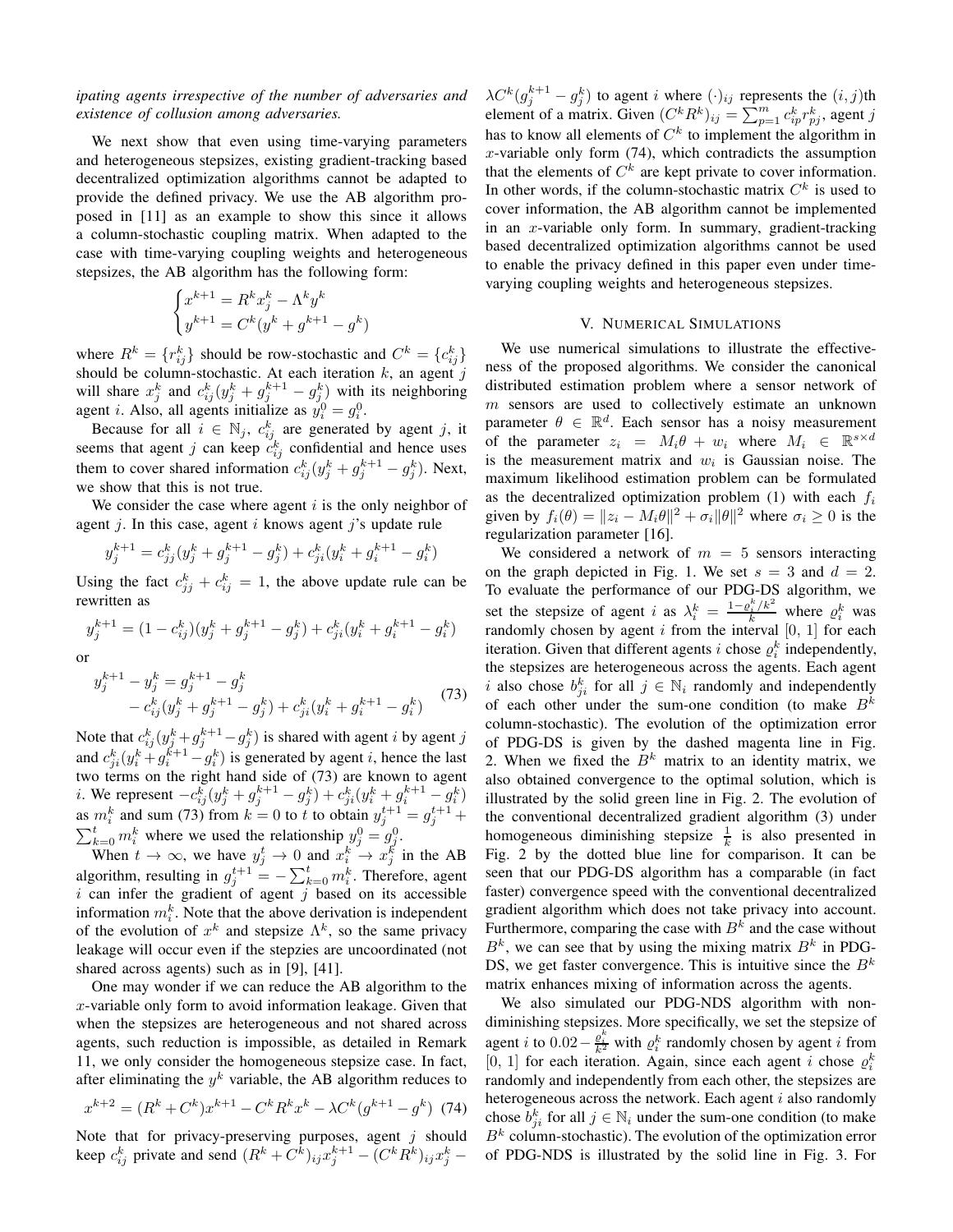*ipating agents irrespective of the number of adversaries and existence of collusion among adversaries.*

We next show that even using time-varying parameters and heterogeneous stepsizes, existing gradient-tracking based decentralized optimization algorithms cannot be adapted to provide the defined privacy. We use the AB algorithm proposed in [11] as an example to show this since it allows a column-stochastic coupling matrix. When adapted to the case with time-varying coupling weights and heterogeneous stepsizes, the AB algorithm has the following form:

$$\begin{cases} x^{k+1} = R^k x_j^k - \Lambda^k y^k \\ y^{k+1} = C^k(y^k + g^{k+1} - g^k) \end{cases}$$

where $R^k = \{r_{ij}^k\}$ should be row-stochastic and $C^k = \{c_{ij}^k\}$ should be column-stochastic. At each iteration $k$, an agent $j$ will share $x_j^k$ and $c_{ij}^k(y_j^k + g_j^{k+1} - g_j^k)$ with its neighboring agent $i$. Also, all agents initialize as $y_i^0 = g_i^0$.

Because for all $i \in \mathbb{N}_j$, $c_{ij}^k$ are generated by agent $j$, it seems that agent $j$ can keep $c_{ij}^k$ confidential and hence uses them to cover shared information $c_{ij}^k(y_j^k + g_j^{k+1} - g_j^k)$. Next, we show that this is not true.

We consider the case where agent $i$ is the only neighbor of agent $j$. In this case, agent $i$ knows agent $j$'s update rule

$$y_j^{k+1} = c_{jj}^k(y_j^k + g_j^{k+1} - g_j^k) + c_{ji}^k(y_i^k + g_i^{k+1} - g_i^k)$$

Using the fact $c_{jj}^k + c_{ij}^k = 1$, the above update rule can be rewritten as

$$y_j^{k+1} = (1 - c_{ij}^k)(y_j^k + g_j^{k+1} - g_j^k) + c_{ji}^k(y_i^k + g_i^{k+1} - g_i^k)$$

or

$$\begin{aligned} y_j^{k+1} - y_j^k &= g_j^{k+1} - g_j^k \\ &\quad - c_{ij}^k(y_j^k + g_j^{k+1} - g_j^k) + c_{ji}^k(y_i^k + g_i^{k+1} - g_i^k) \end{aligned} \tag{73}$$

Note that $c_{ij}^k(y_j^k + g_j^{k+1} - g_j^k)$ is shared with agent $i$ by agent $j$ and $c_{ji}^k(y_i^k + g_i^{k+1} - g_i^k)$ is generated by agent $i$, hence the last two terms on the right hand side of (73) are known to agent $i$. We represent $-c_{ij}^k(y_j^k + g_j^{k+1} - g_j^k) + c_{ji}^k(y_i^k + g_i^{k+1} - g_i^k)$ as $m_i^k$ and sum (73) from $k = 0$ to $t$ to obtain $y_j^{t+1} = g_j^{t+1} + \sum_{k=0}^t m_i^k$ where we used the relationship $y_j^0 = g_j^0$.

When $t \to \infty$, we have $y_j^t \to 0$ and $x_i^k \to x_j^k$ in the AB algorithm, resulting in $g_j^{t+1} = -\sum_{k=0}^t m_i^k$. Therefore, agent $i$ can infer the gradient of agent $j$ based on its accessible information $m_i^k$. Note that the above derivation is independent of the evolution of $x^k$ and stepsize $\Lambda^k$, so the same privacy leakage will occur even if the stepzies are uncoordinated (not shared across agents) such as in [9], [41].

One may wonder if we can reduce the AB algorithm to the $x$-variable only form to avoid information leakage. Given that when the stepsizes are heterogeneous and not shared across agents, such reduction is impossible, as detailed in Remark 11, we only consider the homogeneous stepsize case. In fact, after eliminating the $y^k$ variable, the AB algorithm reduces to

$$x^{k+2} = (R^k + C^k)x^{k+1} - C^k R^k x^k - \lambda C^k(g^{k+1} - g^k) \tag{74}$$

Note that for privacy-preserving purposes, agent $j$ should keep $c_{ij}^k$ private and send $(R^k + C^k)_{ij} x_j^{k+1} - (C^k R^k)_{ij} x_j^k - \lambda C^k(g_j^{k+1} - g_j^k)$ to agent $i$ where $(\cdot)_{ij}$ represents the $(i,j)$th element of a matrix. Given $(C^k R^k)_{ij} = \sum_{p=1}^m c_{ip}^k r_{pj}^k$, agent $j$ has to know all elements of $C^k$ to implement the algorithm in $x$-variable only form (74), which contradicts the assumption that the elements of $C^k$ are kept private to cover information. In other words, if the column-stochastic matrix $C^k$ is used to cover information, the AB algorithm cannot be implemented in an $x$-variable only form. In summary, gradient-tracking based decentralized optimization algorithms cannot be used to enable the privacy defined in this paper even under time-varying coupling weights and heterogeneous stepsizes.

## V. Numerical Simulations

We use numerical simulations to illustrate the effectiveness of the proposed algorithms. We consider the canonical distributed estimation problem where a sensor network of $m$ sensors are used to collectively estimate an unknown parameter $\theta \in \mathbb{R}^d$. Each sensor has a noisy measurement of the parameter $z_i = M_i\theta + w_i$ where $M_i \in \mathbb{R}^{s\times d}$ is the measurement matrix and $w_i$ is Gaussian noise. The maximum likelihood estimation problem can be formulated as the decentralized optimization problem (1) with each $f_i$ given by $f_i(\theta) = \|z_i - M_i\theta\|^2 + \sigma_i\|\theta\|^2$ where $\sigma_i \geq 0$ is the regularization parameter [16].

We considered a network of $m = 5$ sensors interacting on the graph depicted in Fig. 1. We set $s = 3$ and $d = 2$. To evaluate the performance of our PDG-DS algorithm, we set the stepsize of agent $i$ as $\lambda_i^k = \frac{1-\varrho_i^k/k^2}{k}$ where $\varrho_i^k$ was randomly chosen by agent $i$ from the interval $[0, 1]$ for each iteration. Given that different agents $i$ chose $\varrho_i^k$ independently, the stepsizes are heterogeneous across the agents. Each agent $i$ also chose $b_{ji}^k$ for all $j \in \mathbb{N}_i$ randomly and independently of each other under the sum-one condition (to make $B^k$ column-stochastic). The evolution of the optimization error of PDG-DS is given by the dashed magenta line in Fig. 2. When we fixed the $B^k$ matrix to an identity matrix, we also obtained convergence to the optimal solution, which is illustrated by the solid green line in Fig. 2. The evolution of the conventional decentralized gradient algorithm (3) under homogeneous diminishing stepsize $\frac{1}{k}$ is also presented in Fig. 2 by the dotted blue line for comparison. It can be seen that our PDG-DS algorithm has a comparable (in fact faster) convergence speed with the conventional decentralized gradient algorithm which does not take privacy into account. Furthermore, comparing the case with $B^k$ and the case without $B^k$, we can see that by using the mixing matrix $B^k$ in PDG-DS, we get faster convergence. This is intuitive since the $B^k$ matrix enhances mixing of information across the agents.

We also simulated our PDG-NDS algorithm with non-diminishing stepsizes. More specifically, we set the stepsize of agent $i$ to $0.02 - \frac{\varrho_i^k}{k^2}$ with $\varrho_i^k$ randomly chosen by agent $i$ from $[0, 1]$ for each iteration. Again, since each agent $i$ chose $\varrho_i^k$ randomly and independently from each other, the stepsizes are heterogeneous across the network. Each agent $i$ also randomly chose $b_{ji}^k$ for all $j \in \mathbb{N}_i$ under the sum-one condition (to make $B^k$ column-stochastic). The evolution of the optimization error of PDG-NDS is illustrated by the solid line in Fig. 3. For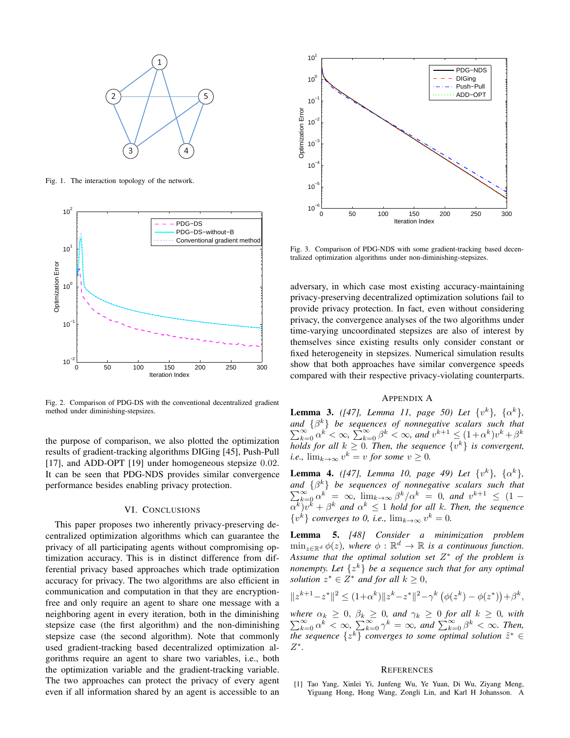Fig. 1. The interaction topology of the network.

Fig. 2. Comparison of PDG-DS with the conventional decentralized gradient method under diminishing-stepsizes.

the purpose of comparison, we also plotted the optimization results of gradient-tracking algorithms DIGing [45], Push-Pull [17], and ADD-OPT [19] under homogeneous stepsize 0.02. It can be seen that PDG-NDS provides similar convergence performance besides enabling privacy protection.

## VI. Conclusions

This paper proposes two inherently privacy-preserving decentralized optimization algorithms which can guarantee the privacy of all participating agents without compromising optimization accuracy. This is in distinct difference from differential privacy based approaches which trade optimization accuracy for privacy. The two algorithms are also efficient in communication and computation in that they are encryption-free and only require an agent to share one message with a neighboring agent in every iteration, both in the diminishing stepsize case (the first algorithm) and the non-diminishing stepsize case (the second algorithm). Note that commonly used gradient-tracking based decentralized optimization algorithms require an agent to share two variables, i.e., both the optimization variable and the gradient-tracking variable. The two approaches can protect the privacy of every agent even if all information shared by an agent is accessible to an adversary, in which case most existing accuracy-maintaining privacy-preserving decentralized optimization solutions fail to provide privacy protection. In fact, even without considering privacy, the convergence analyses of the two algorithms under time-varying uncoordinated stepsizes are also of interest by themselves since existing results only consider constant or fixed heterogeneity in stepsizes. Numerical simulation results show that both approaches have similar convergence speeds compared with their respective privacy-violating counterparts.

Fig. 3. Comparison of PDG-NDS with some gradient-tracking based decentralized optimization algorithms under non-diminishing-stepsizes.

## Appendix A

**Lemma 3.** *([47], Lemma 11, page 50) Let $\{v^k\}$, $\{\alpha^k\}$, and $\{\beta^k\}$ be sequences of nonnegative scalars such that $\sum_{k=0}^{\infty}\alpha^k<\infty$, $\sum_{k=0}^{\infty}\beta^k<\infty$, and $v^{k+1}\leq(1+\alpha^k)v^k+\beta^k$ holds for all $k\geq 0$. Then, the sequence $\{v^k\}$ is convergent, i.e., $\lim_{k\to\infty}v^k=v$ for some $v\geq 0$.*

**Lemma 4.** *([47], Lemma 10, page 49) Let $\{v^k\}$, $\{\alpha^k\}$, and $\{\beta^k\}$ be sequences of nonnegative scalars such that $\sum_{k=0}^{\infty}\alpha^k=\infty$, $\lim_{k\to\infty}\beta^k/\alpha^k=0$, and $v^{k+1}\leq(1-\alpha^k)v^k+\beta^k$ and $\alpha^k\leq 1$ hold for all $k$. Then, the sequence $\{v^k\}$ converges to 0, i.e., $\lim_{k\to\infty}v^k=0$.*

**Lemma 5.** *[48] Consider a minimization problem $\min_{z\in\mathbb{R}^d}\phi(z)$, where $\phi:\mathbb{R}^d\to\mathbb{R}$ is a continuous function. Assume that the optimal solution set $Z^*$ of the problem is nonempty. Let $\{z^k\}$ be a sequence such that for any optimal solution $z^*\in Z^*$ and for all $k\geq 0$,*

$$\|z^{k+1}-z^*\|^2\leq(1+\alpha^k)\|z^k-z^*\|^2-\gamma^k\left(\phi(z^k)-\phi(z^*)\right)+\beta^k,$$

*where $\alpha_k\geq 0$, $\beta_k\geq 0$, and $\gamma_k\geq 0$ for all $k\geq 0$, with $\sum_{k=0}^{\infty}\alpha^k<\infty$, $\sum_{k=0}^{\infty}\gamma^k=\infty$, and $\sum_{k=0}^{\infty}\beta^k<\infty$. Then, the sequence $\{z^k\}$ converges to some optimal solution $\tilde{z}^*\in Z^*$.*

## References

[1] Tao Yang, Xinlei Yi, Junfeng Wu, Ye Yuan, Di Wu, Ziyang Meng, Yiguang Hong, Hong Wang, Zongli Lin, and Karl H Johansson. A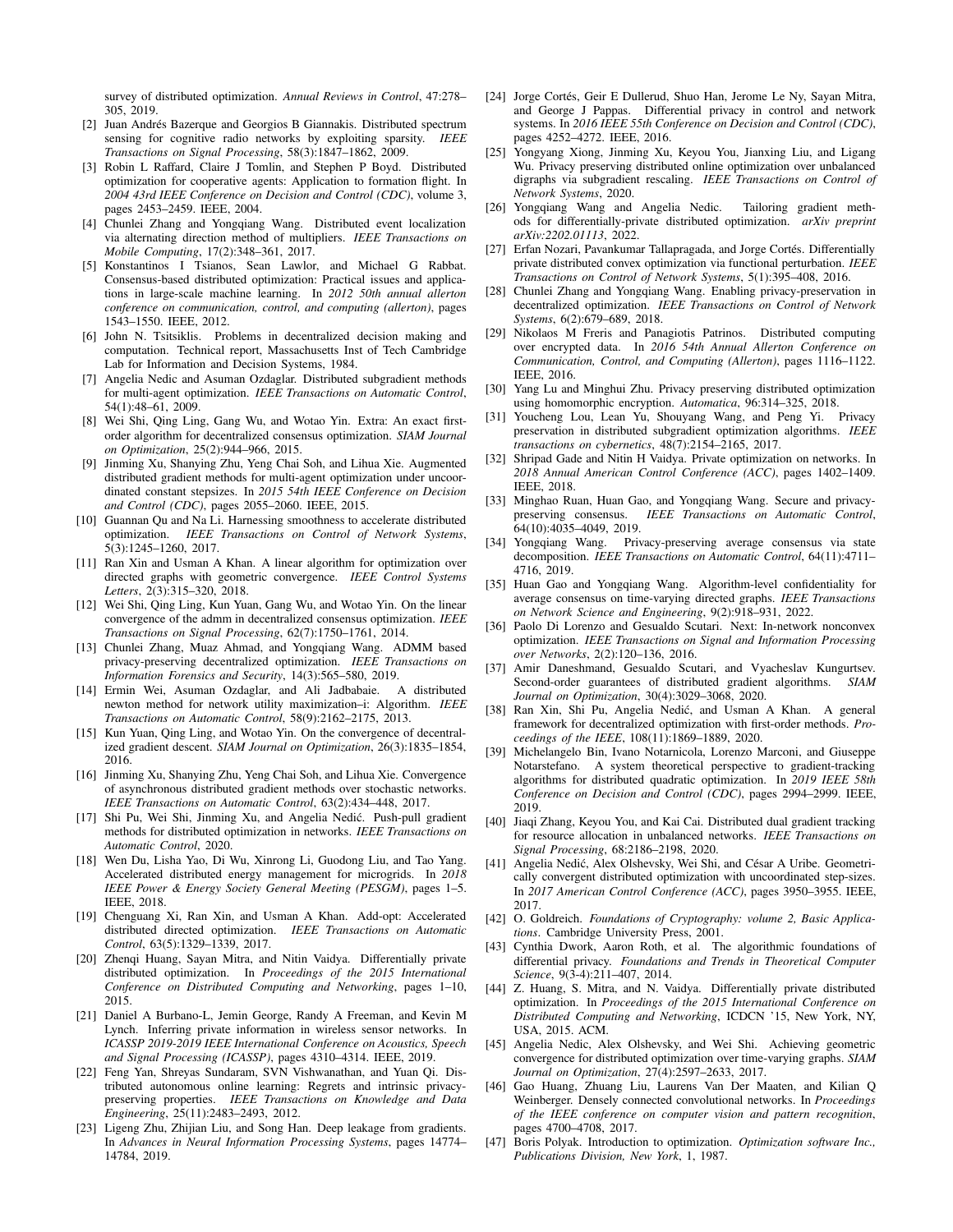survey of distributed optimization. *Annual Reviews in Control*, 47:278–305, 2019.

[2] Juan Andrés Bazerque and Georgios B Giannakis. Distributed spectrum sensing for cognitive radio networks by exploiting sparsity. *IEEE Transactions on Signal Processing*, 58(3):1847–1862, 2009.

[3] Robin L Raffard, Claire J Tomlin, and Stephen P Boyd. Distributed optimization for cooperative agents: Application to formation flight. In *2004 43rd IEEE Conference on Decision and Control (CDC)*, volume 3, pages 2453–2459. IEEE, 2004.

[4] Chunlei Zhang and Yongqiang Wang. Distributed event localization via alternating direction method of multipliers. *IEEE Transactions on Mobile Computing*, 17(2):348–361, 2017.

[5] Konstantinos I Tsianos, Sean Lawlor, and Michael G Rabbat. Consensus-based distributed optimization: Practical issues and applications in large-scale machine learning. In *2012 50th annual allerton conference on communication, control, and computing (allerton)*, pages 1543–1550. IEEE, 2012.

[6] John N. Tsitsiklis. Problems in decentralized decision making and computation. Technical report, Massachusetts Inst of Tech Cambridge Lab for Information and Decision Systems, 1984.

[7] Angelia Nedic and Asuman Ozdaglar. Distributed subgradient methods for multi-agent optimization. *IEEE Transactions on Automatic Control*, 54(1):48–61, 2009.

[8] Wei Shi, Qing Ling, Gang Wu, and Wotao Yin. Extra: An exact first-order algorithm for decentralized consensus optimization. *SIAM Journal on Optimization*, 25(2):944–966, 2015.

[9] Jinming Xu, Shanying Zhu, Yeng Chai Soh, and Lihua Xie. Augmented distributed gradient methods for multi-agent optimization under uncoordinated constant stepsizes. In *2015 54th IEEE Conference on Decision and Control (CDC)*, pages 2055–2060. IEEE, 2015.

[10] Guannan Qu and Na Li. Harnessing smoothness to accelerate distributed optimization. *IEEE Transactions on Control of Network Systems*, 5(3):1245–1260, 2017.

[11] Ran Xin and Usman A Khan. A linear algorithm for optimization over directed graphs with geometric convergence. *IEEE Control Systems Letters*, 2(3):315–320, 2018.

[12] Wei Shi, Qing Ling, Kun Yuan, Gang Wu, and Wotao Yin. On the linear convergence of the admm in decentralized consensus optimization. *IEEE Transactions on Signal Processing*, 62(7):1750–1761, 2014.

[13] Chunlei Zhang, Muaz Ahmad, and Yongqiang Wang. ADMM based privacy-preserving decentralized optimization. *IEEE Transactions on Information Forensics and Security*, 14(3):565–580, 2019.

[14] Ermin Wei, Asuman Ozdaglar, and Ali Jadbabaie. A distributed newton method for network utility maximization–i: Algorithm. *IEEE Transactions on Automatic Control*, 58(9):2162–2175, 2013.

[15] Kun Yuan, Qing Ling, and Wotao Yin. On the convergence of decentralized gradient descent. *SIAM Journal on Optimization*, 26(3):1835–1854, 2016.

[16] Jinming Xu, Shanying Zhu, Yeng Chai Soh, and Lihua Xie. Convergence of asynchronous distributed gradient methods over stochastic networks. *IEEE Transactions on Automatic Control*, 63(2):434–448, 2017.

[17] Shi Pu, Wei Shi, Jinming Xu, and Angelia Nedić. Push-pull gradient methods for distributed optimization in networks. *IEEE Transactions on Automatic Control*, 2020.

[18] Wen Du, Lisha Yao, Di Wu, Xinrong Li, Guodong Liu, and Tao Yang. Accelerated distributed energy management for microgrids. In *2018 IEEE Power & Energy Society General Meeting (PESGM)*, pages 1–5. IEEE, 2018.

[19] Chenguang Xi, Ran Xin, and Usman A Khan. Add-opt: Accelerated distributed directed optimization. *IEEE Transactions on Automatic Control*, 63(5):1329–1339, 2017.

[20] Zhenqi Huang, Sayan Mitra, and Nitin Vaidya. Differentially private distributed optimization. In *Proceedings of the 2015 International Conference on Distributed Computing and Networking*, pages 1–10, 2015.

[21] Daniel A Burbano-L, Jemin George, Randy A Freeman, and Kevin M Lynch. Inferring private information in wireless sensor networks. In *ICASSP 2019-2019 IEEE International Conference on Acoustics, Speech and Signal Processing (ICASSP)*, pages 4310–4314. IEEE, 2019.

[22] Feng Yan, Shreyas Sundaram, SVN Vishwanathan, and Yuan Qi. Distributed autonomous online learning: Regrets and intrinsic privacy-preserving properties. *IEEE Transactions on Knowledge and Data Engineering*, 25(11):2483–2493, 2012.

[23] Ligeng Zhu, Zhijian Liu, and Song Han. Deep leakage from gradients. In *Advances in Neural Information Processing Systems*, pages 14774–14784, 2019.

[24] Jorge Cortés, Geir E Dullerud, Shuo Han, Jerome Le Ny, Sayan Mitra, and George J Pappas. Differential privacy in control and network systems. In *2016 IEEE 55th Conference on Decision and Control (CDC)*, pages 4252–4272. IEEE, 2016.

[25] Yongyang Xiong, Jinming Xu, Keyou You, Jianxing Liu, and Ligang Wu. Privacy preserving distributed online optimization over unbalanced digraphs via subgradient rescaling. *IEEE Transactions on Control of Network Systems*, 2020.

[26] Yongqiang Wang and Angelia Nedic. Tailoring gradient methods for differentially-private distributed optimization. *arXiv preprint arXiv:2202.01113*, 2022.

[27] Erfan Nozari, Pavankumar Tallapragada, and Jorge Cortés. Differentially private distributed convex optimization via functional perturbation. *IEEE Transactions on Control of Network Systems*, 5(1):395–408, 2016.

[28] Chunlei Zhang and Yongqiang Wang. Enabling privacy-preservation in decentralized optimization. *IEEE Transactions on Control of Network Systems*, 6(2):679–689, 2018.

[29] Nikolaos M Freris and Panagiotis Patrinos. Distributed computing over encrypted data. In *2016 54th Annual Allerton Conference on Communication, Control, and Computing (Allerton)*, pages 1116–1122. IEEE, 2016.

[30] Yang Lu and Minghui Zhu. Privacy preserving distributed optimization using homomorphic encryption. *Automatica*, 96:314–325, 2018.

[31] Youcheng Lou, Lean Yu, Shouyang Wang, and Peng Yi. Privacy preservation in distributed subgradient optimization algorithms. *IEEE transactions on cybernetics*, 48(7):2154–2165, 2017.

[32] Shripad Gade and Nitin H Vaidya. Private optimization on networks. In *2018 Annual American Control Conference (ACC)*, pages 1402–1409. IEEE, 2018.

[33] Minghao Ruan, Huan Gao, and Yongqiang Wang. Secure and privacy-preserving consensus. *IEEE Transactions on Automatic Control*, 64(10):4035–4049, 2019.

[34] Yongqiang Wang. Privacy-preserving average consensus via state decomposition. *IEEE Transactions on Automatic Control*, 64(11):4711–4716, 2019.

[35] Huan Gao and Yongqiang Wang. Algorithm-level confidentiality for average consensus on time-varying directed graphs. *IEEE Transactions on Network Science and Engineering*, 9(2):918–931, 2022.

[36] Paolo Di Lorenzo and Gesualdo Scutari. Next: In-network nonconvex optimization. *IEEE Transactions on Signal and Information Processing over Networks*, 2(2):120–136, 2016.

[37] Amir Daneshmand, Gesualdo Scutari, and Vyacheslav Kungurtsev. Second-order guarantees of distributed gradient algorithms. *SIAM Journal on Optimization*, 30(4):3029–3068, 2020.

[38] Ran Xin, Shi Pu, Angelia Nedić, and Usman A Khan. A general framework for decentralized optimization with first-order methods. *Proceedings of the IEEE*, 108(11):1869–1889, 2020.

[39] Michelangelo Bin, Ivano Notarnicola, Lorenzo Marconi, and Giuseppe Notarstefano. A system theoretical perspective to gradient-tracking algorithms for distributed quadratic optimization. In *2019 IEEE 58th Conference on Decision and Control (CDC)*, pages 2994–2999. IEEE, 2019.

[40] Jiaqi Zhang, Keyou You, and Kai Cai. Distributed dual gradient tracking for resource allocation in unbalanced networks. *IEEE Transactions on Signal Processing*, 68:2186–2198, 2020.

[41] Angelia Nedić, Alex Olshevsky, Wei Shi, and César A Uribe. Geometrically convergent distributed optimization with uncoordinated step-sizes. In *2017 American Control Conference (ACC)*, pages 3950–3955. IEEE, 2017.

[42] O. Goldreich. *Foundations of Cryptography: volume 2, Basic Applications*. Cambridge University Press, 2001.

[43] Cynthia Dwork, Aaron Roth, et al. The algorithmic foundations of differential privacy. *Foundations and Trends in Theoretical Computer Science*, 9(3-4):211–407, 2014.

[44] Z. Huang, S. Mitra, and N. Vaidya. Differentially private distributed optimization. In *Proceedings of the 2015 International Conference on Distributed Computing and Networking*, ICDCN '15, New York, NY, USA, 2015. ACM.

[45] Angelia Nedic, Alex Olshevsky, and Wei Shi. Achieving geometric convergence for distributed optimization over time-varying graphs. *SIAM Journal on Optimization*, 27(4):2597–2633, 2017.

[46] Gao Huang, Zhuang Liu, Laurens Van Der Maaten, and Kilian Q Weinberger. Densely connected convolutional networks. In *Proceedings of the IEEE conference on computer vision and pattern recognition*, pages 4700–4708, 2017.

[47] Boris Polyak. Introduction to optimization. *Optimization software Inc., Publications Division, New York*, 1, 1987.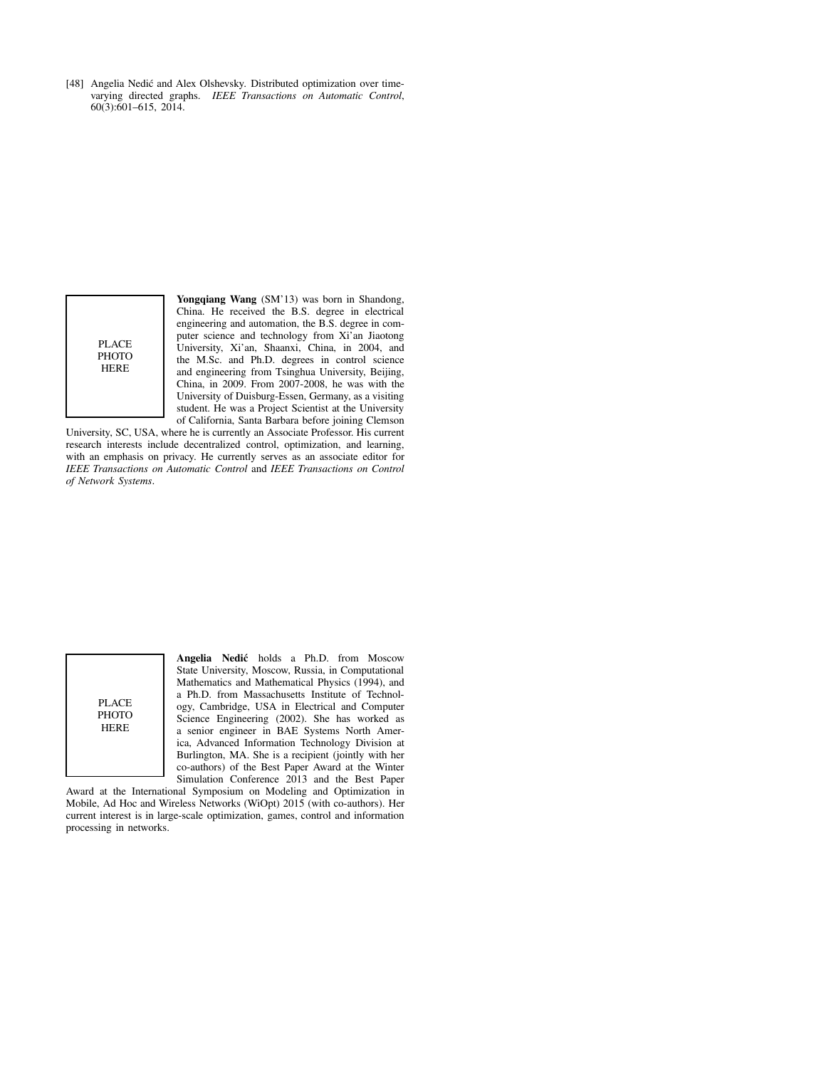[48] Angelia Nedić and Alex Olshevsky. Distributed optimization over time-varying directed graphs. *IEEE Transactions on Automatic Control*, 60(3):601–615, 2014.

PLACE PHOTO HERE

**Yongqiang Wang** (SM'13) was born in Shandong, China. He received the B.S. degree in electrical engineering and automation, the B.S. degree in computer science and technology from Xi'an Jiaotong University, Xi'an, Shaanxi, China, in 2004, and the M.Sc. and Ph.D. degrees in control science and engineering from Tsinghua University, Beijing, China, in 2009. From 2007-2008, he was with the University of Duisburg-Essen, Germany, as a visiting student. He was a Project Scientist at the University of California, Santa Barbara before joining Clemson University, SC, USA, where he is currently an Associate Professor. His current research interests include decentralized control, optimization, and learning, with an emphasis on privacy. He currently serves as an associate editor for *IEEE Transactions on Automatic Control* and *IEEE Transactions on Control of Network Systems*.

PLACE PHOTO HERE

**Angelia Nedić** holds a Ph.D. from Moscow State University, Moscow, Russia, in Computational Mathematics and Mathematical Physics (1994), and a Ph.D. from Massachusetts Institute of Technology, Cambridge, USA in Electrical and Computer Science Engineering (2002). She has worked as a senior engineer in BAE Systems North America, Advanced Information Technology Division at Burlington, MA. She is a recipient (jointly with her co-authors) of the Best Paper Award at the Winter Simulation Conference 2013 and the Best Paper Award at the International Symposium on Modeling and Optimization in Mobile, Ad Hoc and Wireless Networks (WiOpt) 2015 (with co-authors). Her current interest is in large-scale optimization, games, control and information processing in networks.